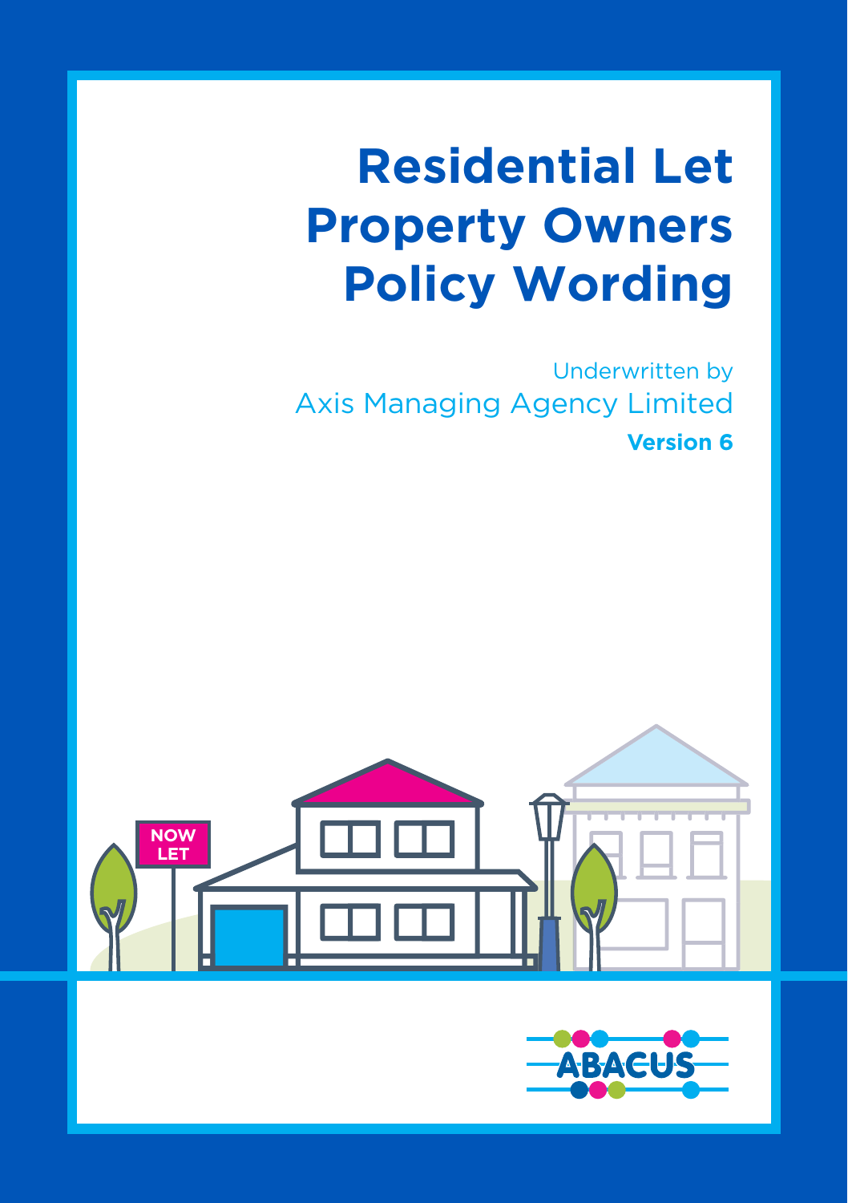# Residential Let Property Owners Policy Wording

Underwritten by

Axis Managing Agency Limited

**Version 6**

NOW LET

ABACUS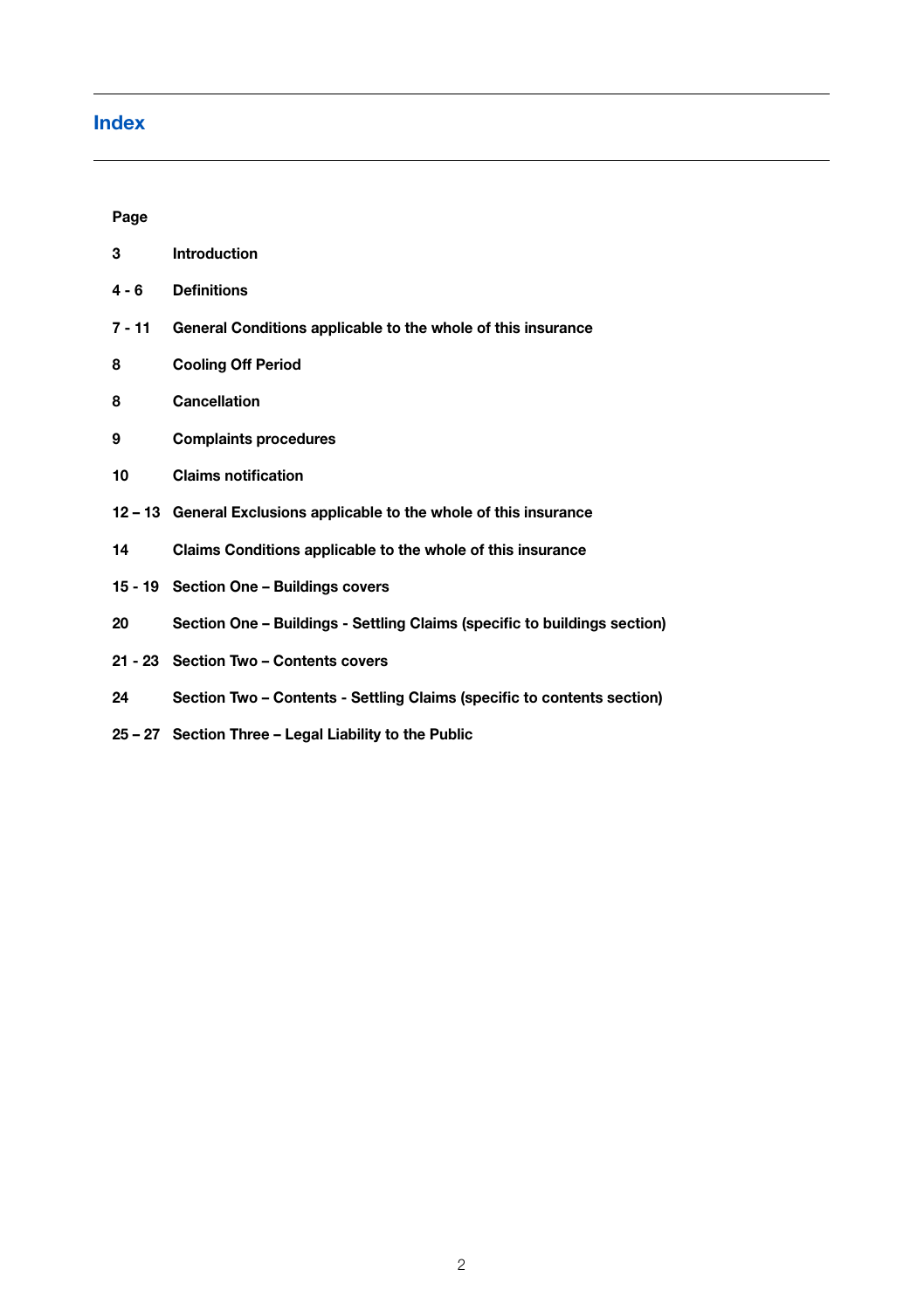# Index

| Page | |
|---|---|
| 3 | **Introduction** |
| 4 - 6 | **Definitions** |
| 7 - 11 | **General Conditions applicable to the whole of this insurance** |
| 8 | **Cooling Off Period** |
| 8 | **Cancellation** |
| 9 | **Complaints procedures** |
| 10 | **Claims notification** |
| 12 – 13 | **General Exclusions applicable to the whole of this insurance** |
| 14 | **Claims Conditions applicable to the whole of this insurance** |
| 15 - 19 | **Section One – Buildings covers** |
| 20 | **Section One – Buildings - Settling Claims (specific to buildings section)** |
| 21 - 23 | **Section Two – Contents covers** |
| 24 | **Section Two – Contents - Settling Claims (specific to contents section)** |
| 25 – 27 | **Section Three – Legal Liability to the Public** |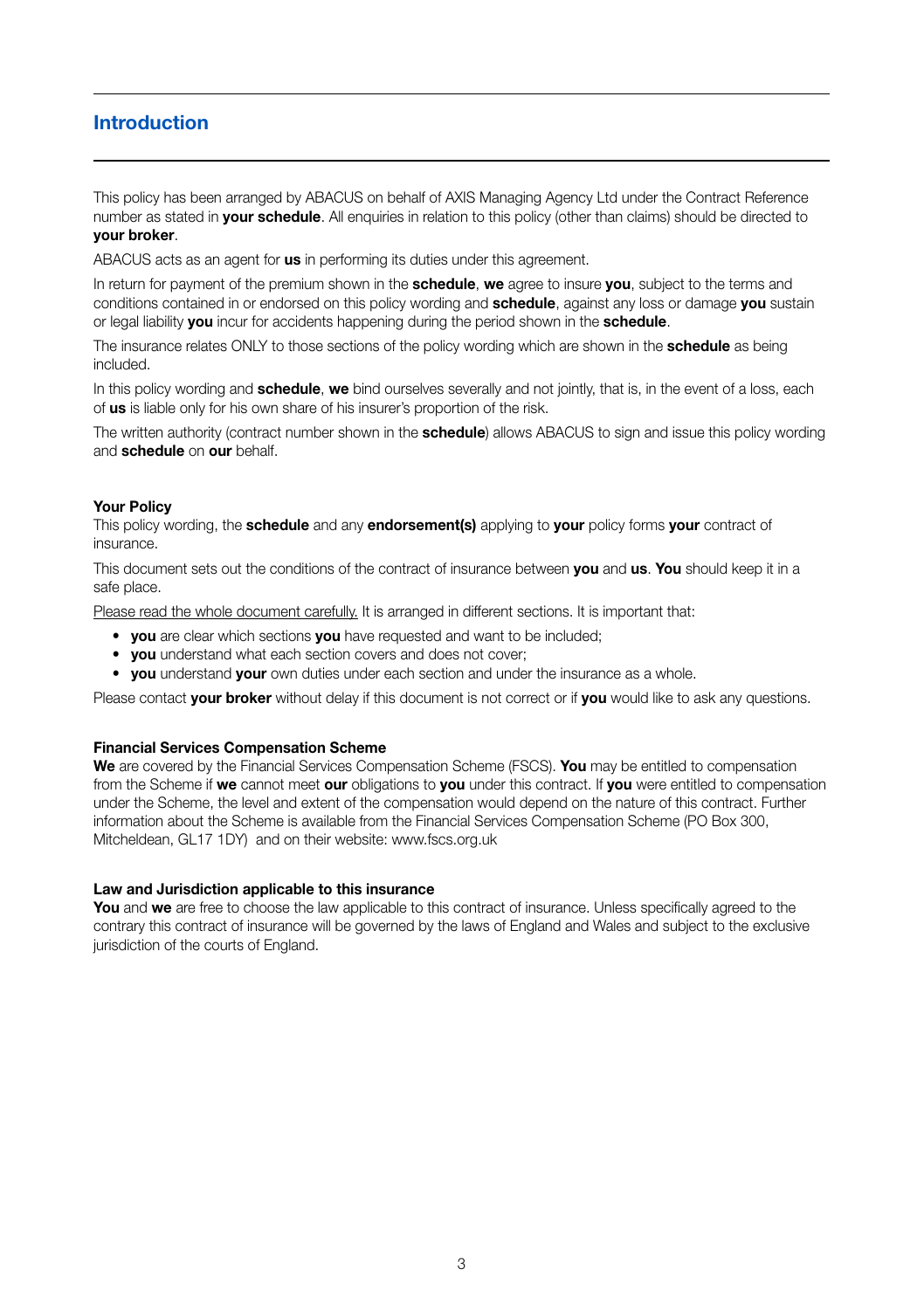## Introduction

This policy has been arranged by ABACUS on behalf of AXIS Managing Agency Ltd under the Contract Reference number as stated in **your schedule**. All enquiries in relation to this policy (other than claims) should be directed to **your broker**.

ABACUS acts as an agent for **us** in performing its duties under this agreement.

In return for payment of the premium shown in the **schedule**, **we** agree to insure **you**, subject to the terms and conditions contained in or endorsed on this policy wording and **schedule**, against any loss or damage **you** sustain or legal liability **you** incur for accidents happening during the period shown in the **schedule**.

The insurance relates ONLY to those sections of the policy wording which are shown in the **schedule** as being included.

In this policy wording and **schedule**, **we** bind ourselves severally and not jointly, that is, in the event of a loss, each of **us** is liable only for his own share of his insurer's proportion of the risk.

The written authority (contract number shown in the **schedule**) allows ABACUS to sign and issue this policy wording and **schedule** on **our** behalf.

**Your Policy**

This policy wording, the **schedule** and any **endorsement(s)** applying to **your** policy forms **your** contract of insurance.

This document sets out the conditions of the contract of insurance between **you** and **us**. **You** should keep it in a safe place.

<u>Please read the whole document carefully.</u> It is arranged in different sections. It is important that:

- **you** are clear which sections **you** have requested and want to be included;
- **you** understand what each section covers and does not cover;
- **you** understand **your** own duties under each section and under the insurance as a whole.

Please contact **your broker** without delay if this document is not correct or if **you** would like to ask any questions.

**Financial Services Compensation Scheme**

**We** are covered by the Financial Services Compensation Scheme (FSCS). **You** may be entitled to compensation from the Scheme if **we** cannot meet **our** obligations to **you** under this contract. If **you** were entitled to compensation under the Scheme, the level and extent of the compensation would depend on the nature of this contract. Further information about the Scheme is available from the Financial Services Compensation Scheme (PO Box 300, Mitcheldean, GL17 1DY) and on their website: www.fscs.org.uk

**Law and Jurisdiction applicable to this insurance**

**You** and **we** are free to choose the law applicable to this contract of insurance. Unless specifically agreed to the contrary this contract of insurance will be governed by the laws of England and Wales and subject to the exclusive jurisdiction of the courts of England.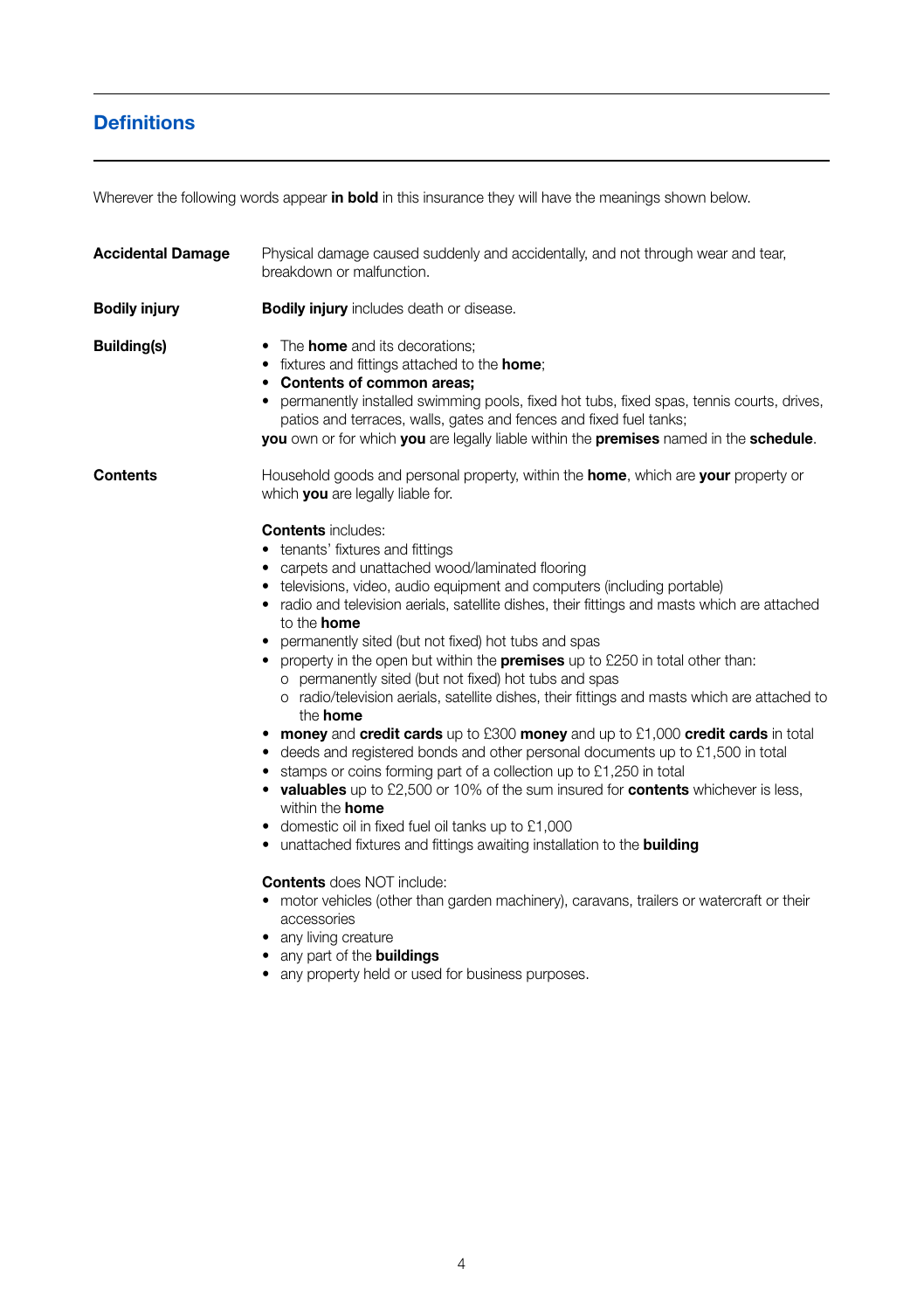## Definitions

Wherever the following words appear **in bold** in this insurance they will have the meanings shown below.

**Accidental Damage**

Physical damage caused suddenly and accidentally, and not through wear and tear, breakdown or malfunction.

**Bodily injury**

**Bodily injury** includes death or disease.

**Building(s)**

- The **home** and its decorations;
- fixtures and fittings attached to the **home**;
- **Contents of common areas;**
- permanently installed swimming pools, fixed hot tubs, fixed spas, tennis courts, drives, patios and terraces, walls, gates and fences and fixed fuel tanks;

**you** own or for which **you** are legally liable within the **premises** named in the **schedule**.

**Contents**

Household goods and personal property, within the **home**, which are **your** property or which **you** are legally liable for.

**Contents** includes:

- tenants' fixtures and fittings
- carpets and unattached wood/laminated flooring
- televisions, video, audio equipment and computers (including portable)
- radio and television aerials, satellite dishes, their fittings and masts which are attached to the **home**
- permanently sited (but not fixed) hot tubs and spas
- property in the open but within the **premises** up to £250 in total other than:
  - permanently sited (but not fixed) hot tubs and spas
  - radio/television aerials, satellite dishes, their fittings and masts which are attached to the **home**
- **money** and **credit cards** up to £300 **money** and up to £1,000 **credit cards** in total
- deeds and registered bonds and other personal documents up to £1,500 in total
- stamps or coins forming part of a collection up to £1,250 in total
- **valuables** up to £2,500 or 10% of the sum insured for **contents** whichever is less, within the **home**
- domestic oil in fixed fuel oil tanks up to £1,000
- unattached fixtures and fittings awaiting installation to the **building**

**Contents** does NOT include:

- motor vehicles (other than garden machinery), caravans, trailers or watercraft or their accessories
- any living creature
- any part of the **buildings**
- any property held or used for business purposes.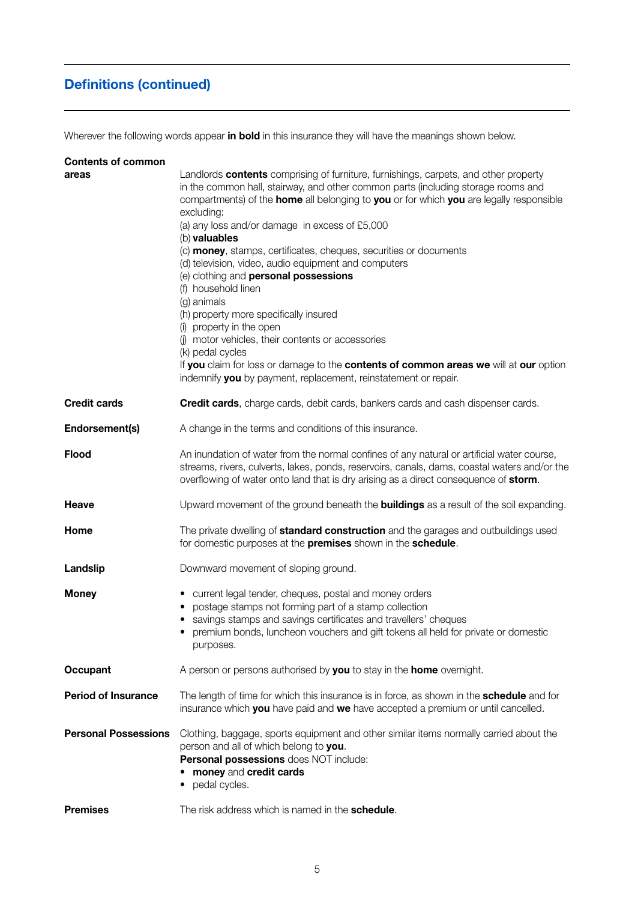## Definitions (continued)

Wherever the following words appear **in bold** in this insurance they will have the meanings shown below.

**Contents of common areas**

Landlords **contents** comprising of furniture, furnishings, carpets, and other property in the common hall, stairway, and other common parts (including storage rooms and compartments) of the **home** all belonging to **you** or for which **you** are legally responsible excluding:

(a) any loss and/or damage in excess of £5,000
(b) **valuables**
(c) **money**, stamps, certificates, cheques, securities or documents
(d) television, video, audio equipment and computers
(e) clothing and **personal possessions**
(f) household linen
(g) animals
(h) property more specifically insured
(i) property in the open
(j) motor vehicles, their contents or accessories
(k) pedal cycles

If **you** claim for loss or damage to the **contents of common areas we** will at **our** option indemnify **you** by payment, replacement, reinstatement or repair.

**Credit cards**

**Credit cards**, charge cards, debit cards, bankers cards and cash dispenser cards.

**Endorsement(s)**

A change in the terms and conditions of this insurance.

**Flood**

An inundation of water from the normal confines of any natural or artificial water course, streams, rivers, culverts, lakes, ponds, reservoirs, canals, dams, coastal waters and/or the overflowing of water onto land that is dry arising as a direct consequence of **storm**.

**Heave**

Upward movement of the ground beneath the **buildings** as a result of the soil expanding.

**Home**

The private dwelling of **standard construction** and the garages and outbuildings used for domestic purposes at the **premises** shown in the **schedule**.

**Landslip**

Downward movement of sloping ground.

**Money**

- current legal tender, cheques, postal and money orders
- postage stamps not forming part of a stamp collection
- savings stamps and savings certificates and travellers' cheques
- premium bonds, luncheon vouchers and gift tokens all held for private or domestic purposes.

**Occupant**

A person or persons authorised by **you** to stay in the **home** overnight.

**Period of Insurance**

The length of time for which this insurance is in force, as shown in the **schedule** and for insurance which **you** have paid and **we** have accepted a premium or until cancelled.

**Personal Possessions**

Clothing, baggage, sports equipment and other similar items normally carried about the person and all of which belong to **you**.

**Personal possessions** does NOT include:

- **money** and **credit cards**
- pedal cycles.

**Premises**

The risk address which is named in the **schedule**.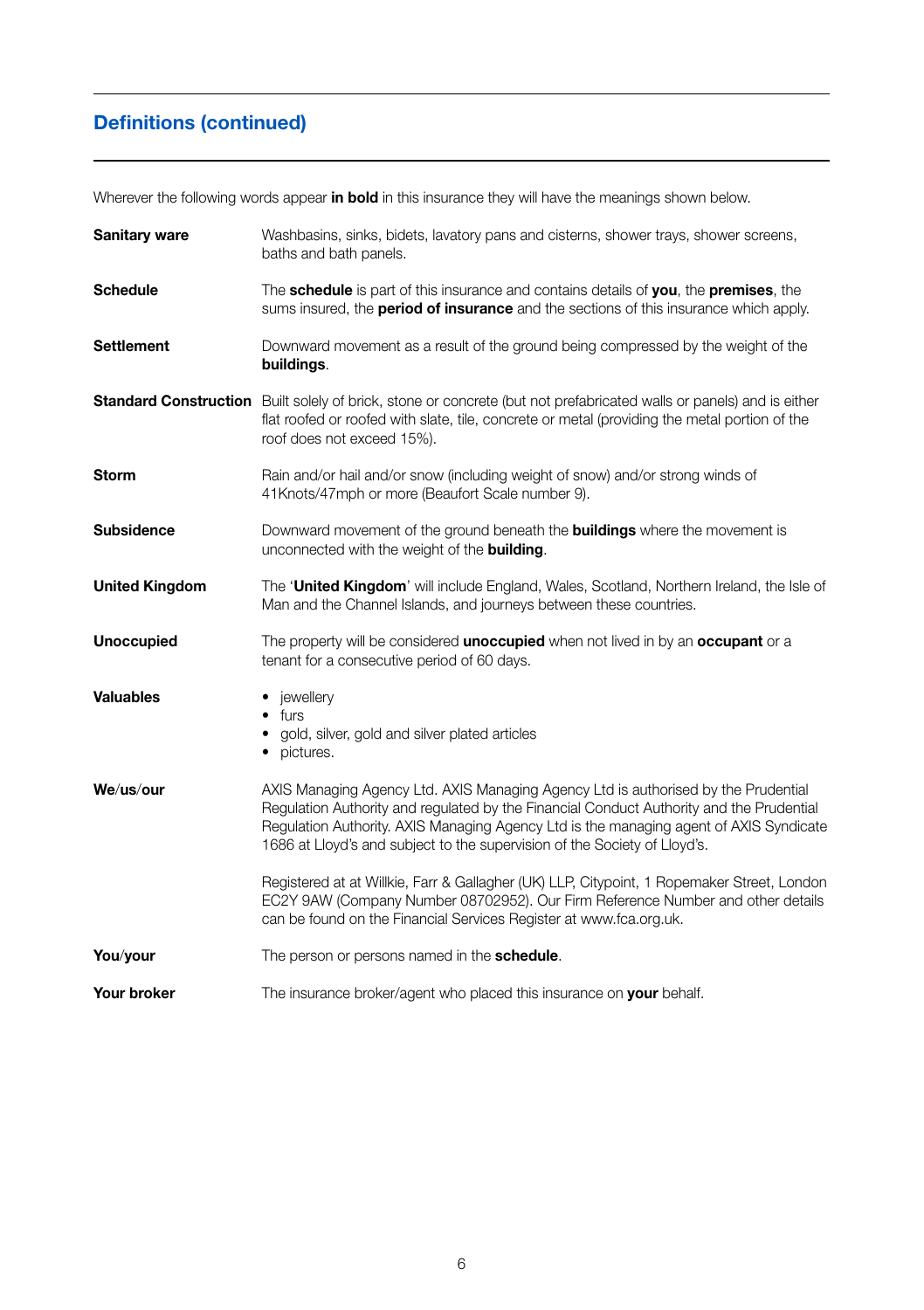## Definitions (continued)

Wherever the following words appear **in bold** in this insurance they will have the meanings shown below.

**Sanitary ware** Washbasins, sinks, bidets, lavatory pans and cisterns, shower trays, shower screens, baths and bath panels.

**Schedule** The **schedule** is part of this insurance and contains details of **you**, the **premises**, the sums insured, the **period of insurance** and the sections of this insurance which apply.

**Settlement** Downward movement as a result of the ground being compressed by the weight of the **buildings**.

**Standard Construction** Built solely of brick, stone or concrete (but not prefabricated walls or panels) and is either flat roofed or roofed with slate, tile, concrete or metal (providing the metal portion of the roof does not exceed 15%).

**Storm** Rain and/or hail and/or snow (including weight of snow) and/or strong winds of 41Knots/47mph or more (Beaufort Scale number 9).

**Subsidence** Downward movement of the ground beneath the **buildings** where the movement is unconnected with the weight of the **building**.

**United Kingdom** The '**United Kingdom**' will include England, Wales, Scotland, Northern Ireland, the Isle of Man and the Channel Islands, and journeys between these countries.

**Unoccupied** The property will be considered **unoccupied** when not lived in by an **occupant** or a tenant for a consecutive period of 60 days.

**Valuables**

- jewellery
- furs
- gold, silver, gold and silver plated articles
- pictures.

**We/us/our** AXIS Managing Agency Ltd. AXIS Managing Agency Ltd is authorised by the Prudential Regulation Authority and regulated by the Financial Conduct Authority and the Prudential Regulation Authority. AXIS Managing Agency Ltd is the managing agent of AXIS Syndicate 1686 at Lloyd's and subject to the supervision of the Society of Lloyd's.

Registered at at Willkie, Farr & Gallagher (UK) LLP, Citypoint, 1 Ropemaker Street, London EC2Y 9AW (Company Number 08702952). Our Firm Reference Number and other details can be found on the Financial Services Register at www.fca.org.uk.

**You/your** The person or persons named in the **schedule**.

**Your broker** The insurance broker/agent who placed this insurance on **your** behalf.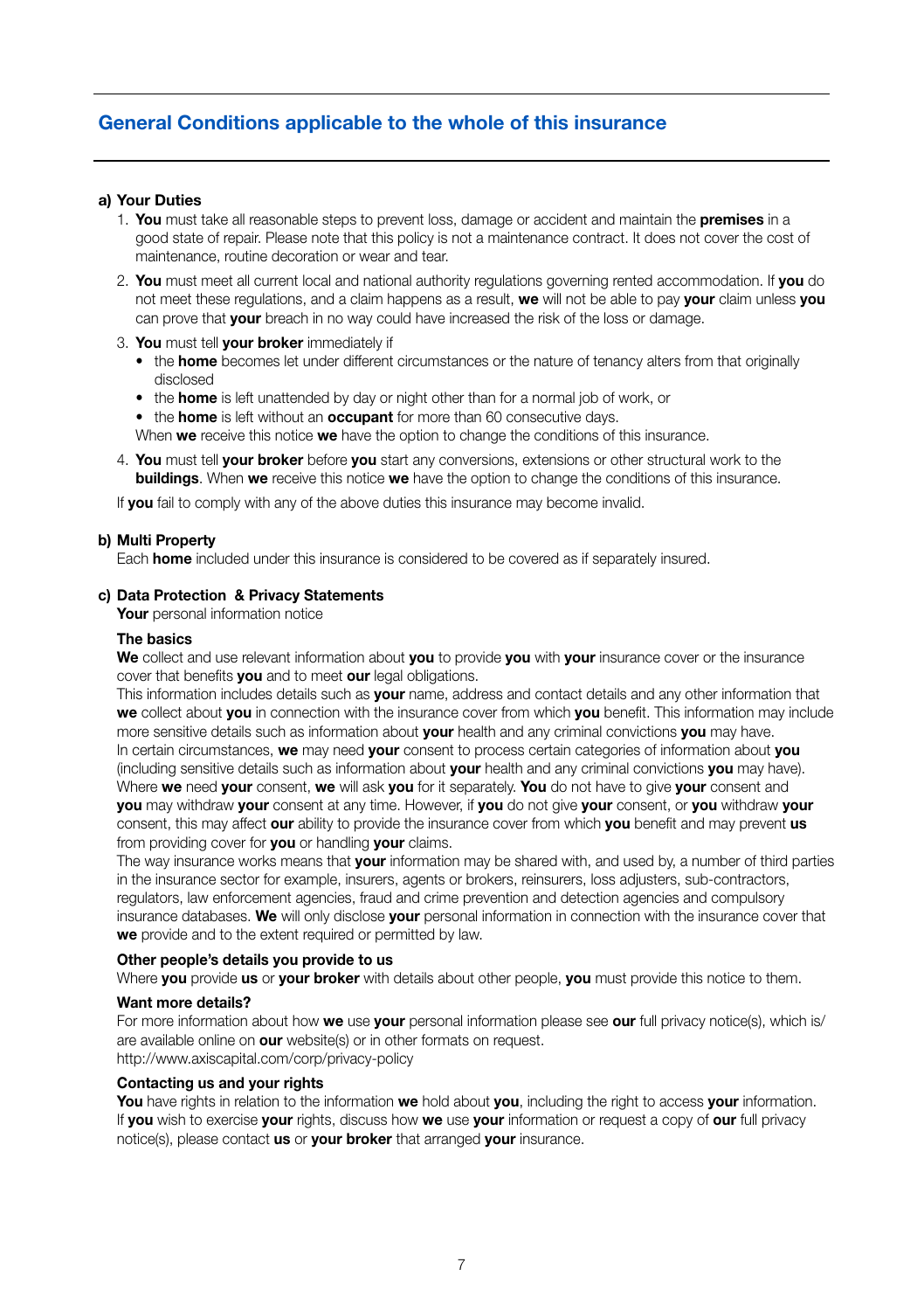## General Conditions applicable to the whole of this insurance

### a) Your Duties

1. **You** must take all reasonable steps to prevent loss, damage or accident and maintain the **premises** in a good state of repair. Please note that this policy is not a maintenance contract. It does not cover the cost of maintenance, routine decoration or wear and tear.
2. **You** must meet all current local and national authority regulations governing rented accommodation. If **you** do not meet these regulations, and a claim happens as a result, **we** will not be able to pay **your** claim unless **you** can prove that **your** breach in no way could have increased the risk of the loss or damage.
3. **You** must tell **your broker** immediately if
   - the **home** becomes let under different circumstances or the nature of tenancy alters from that originally disclosed
   - the **home** is left unattended by day or night other than for a normal job of work, or
   - the **home** is left without an **occupant** for more than 60 consecutive days.

   When **we** receive this notice **we** have the option to change the conditions of this insurance.
4. **You** must tell **your broker** before **you** start any conversions, extensions or other structural work to the **buildings**. When **we** receive this notice **we** have the option to change the conditions of this insurance.

If **you** fail to comply with any of the above duties this insurance may become invalid.

### b) Multi Property

Each **home** included under this insurance is considered to be covered as if separately insured.

### c) Data Protection & Privacy Statements

**Your** personal information notice

**The basics**

**We** collect and use relevant information about **you** to provide **you** with **your** insurance cover or the insurance cover that benefits **you** and to meet **our** legal obligations.

This information includes details such as **your** name, address and contact details and any other information that **we** collect about **you** in connection with the insurance cover from which **you** benefit. This information may include more sensitive details such as information about **your** health and any criminal convictions **you** may have.

In certain circumstances, **we** may need **your** consent to process certain categories of information about **you** (including sensitive details such as information about **your** health and any criminal convictions **you** may have). Where **we** need **your** consent, **we** will ask **you** for it separately. **You** do not have to give **your** consent and **you** may withdraw **your** consent at any time. However, if **you** do not give **your** consent, or **you** withdraw **your** consent, this may affect **our** ability to provide the insurance cover from which **you** benefit and may prevent **us** from providing cover for **you** or handling **your** claims.

The way insurance works means that **your** information may be shared with, and used by, a number of third parties in the insurance sector for example, insurers, agents or brokers, reinsurers, loss adjusters, sub-contractors, regulators, law enforcement agencies, fraud and crime prevention and detection agencies and compulsory insurance databases. **We** will only disclose **your** personal information in connection with the insurance cover that **we** provide and to the extent required or permitted by law.

**Other people's details you provide to us**

Where **you** provide **us** or **your broker** with details about other people, **you** must provide this notice to them.

**Want more details?**

For more information about how **we** use **your** personal information please see **our** full privacy notice(s), which is/are available online on **our** website(s) or in other formats on request.
http://www.axiscapital.com/corp/privacy-policy

**Contacting us and your rights**

**You** have rights in relation to the information **we** hold about **you**, including the right to access **your** information. If **you** wish to exercise **your** rights, discuss how **we** use **your** information or request a copy of **our** full privacy notice(s), please contact **us** or **your broker** that arranged **your** insurance.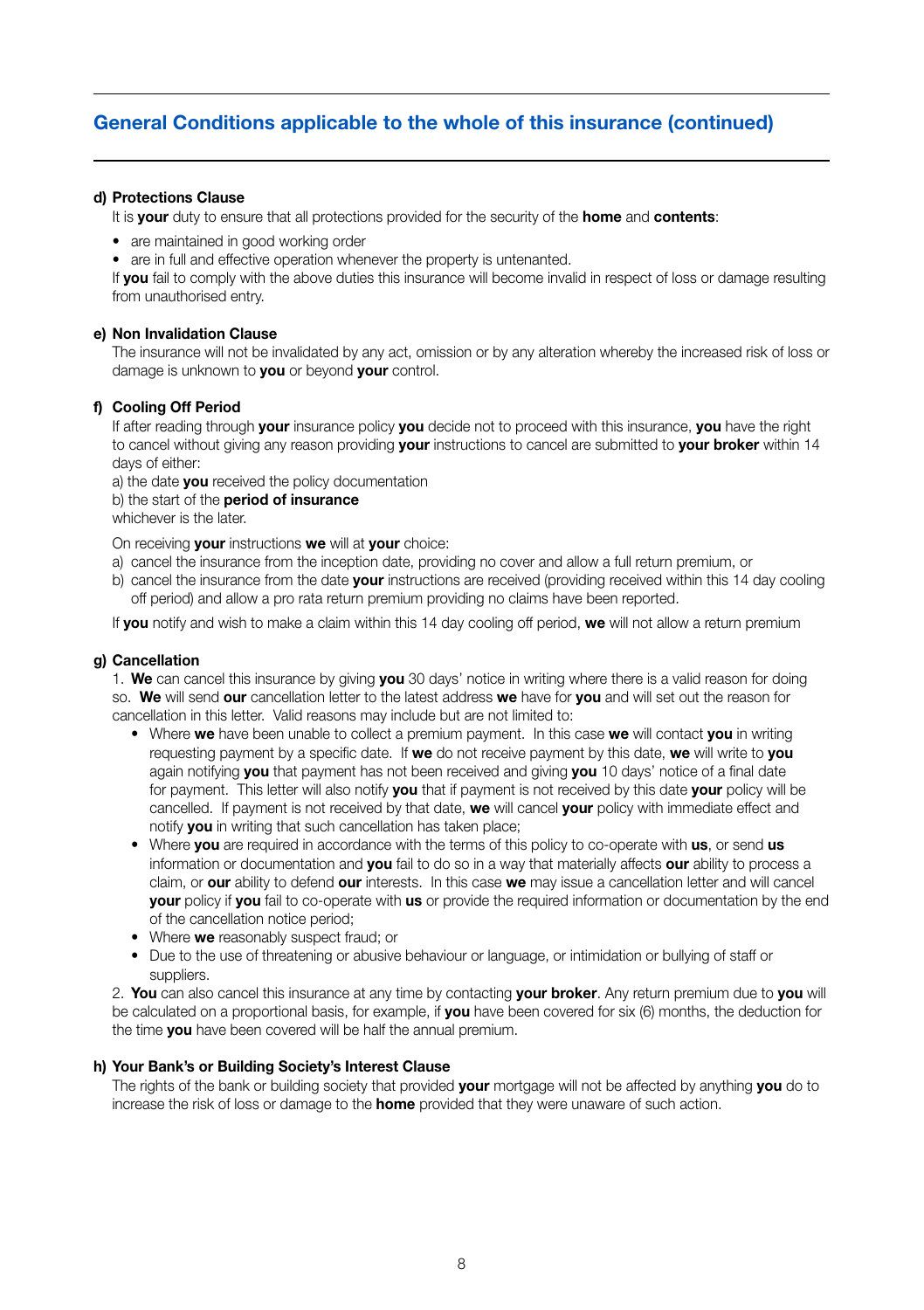## General Conditions applicable to the whole of this insurance (continued)

**d) Protections Clause**

It is **your** duty to ensure that all protections provided for the security of the **home** and **contents**:

- are maintained in good working order
- are in full and effective operation whenever the property is untenanted.

If **you** fail to comply with the above duties this insurance will become invalid in respect of loss or damage resulting from unauthorised entry.

**e) Non Invalidation Clause**

The insurance will not be invalidated by any act, omission or by any alteration whereby the increased risk of loss or damage is unknown to **you** or beyond **your** control.

**f) Cooling Off Period**

If after reading through **your** insurance policy **you** decide not to proceed with this insurance, **you** have the right to cancel without giving any reason providing **your** instructions to cancel are submitted to **your broker** within 14 days of either:

a) the date **you** received the policy documentation
b) the start of the **period of insurance**
whichever is the later.

On receiving **your** instructions **we** will at **your** choice:

a) cancel the insurance from the inception date, providing no cover and allow a full return premium, or
b) cancel the insurance from the date **your** instructions are received (providing received within this 14 day cooling off period) and allow a pro rata return premium providing no claims have been reported.

If **you** notify and wish to make a claim within this 14 day cooling off period, **we** will not allow a return premium

**g) Cancellation**

1. **We** can cancel this insurance by giving **you** 30 days' notice in writing where there is a valid reason for doing so. **We** will send **our** cancellation letter to the latest address **we** have for **you** and will set out the reason for cancellation in this letter. Valid reasons may include but are not limited to:
   - Where **we** have been unable to collect a premium payment. In this case **we** will contact **you** in writing requesting payment by a specific date. If **we** do not receive payment by this date, **we** will write to **you** again notifying **you** that payment has not been received and giving **you** 10 days' notice of a final date for payment. This letter will also notify **you** that if payment is not received by this date **your** policy will be cancelled. If payment is not received by that date, **we** will cancel **your** policy with immediate effect and notify **you** in writing that such cancellation has taken place;
   - Where **you** are required in accordance with the terms of this policy to co-operate with **us**, or send **us** information or documentation and **you** fail to do so in a way that materially affects **our** ability to process a claim, or **our** ability to defend **our** interests. In this case **we** may issue a cancellation letter and will cancel **your** policy if **you** fail to co-operate with **us** or provide the required information or documentation by the end of the cancellation notice period;
   - Where **we** reasonably suspect fraud; or
   - Due to the use of threatening or abusive behaviour or language, or intimidation or bullying of staff or suppliers.
2. **You** can also cancel this insurance at any time by contacting **your broker**. Any return premium due to **you** will be calculated on a proportional basis, for example, if **you** have been covered for six (6) months, the deduction for the time **you** have been covered will be half the annual premium.

**h) Your Bank's or Building Society's Interest Clause**

The rights of the bank or building society that provided **your** mortgage will not be affected by anything **you** do to increase the risk of loss or damage to the **home** provided that they were unaware of such action.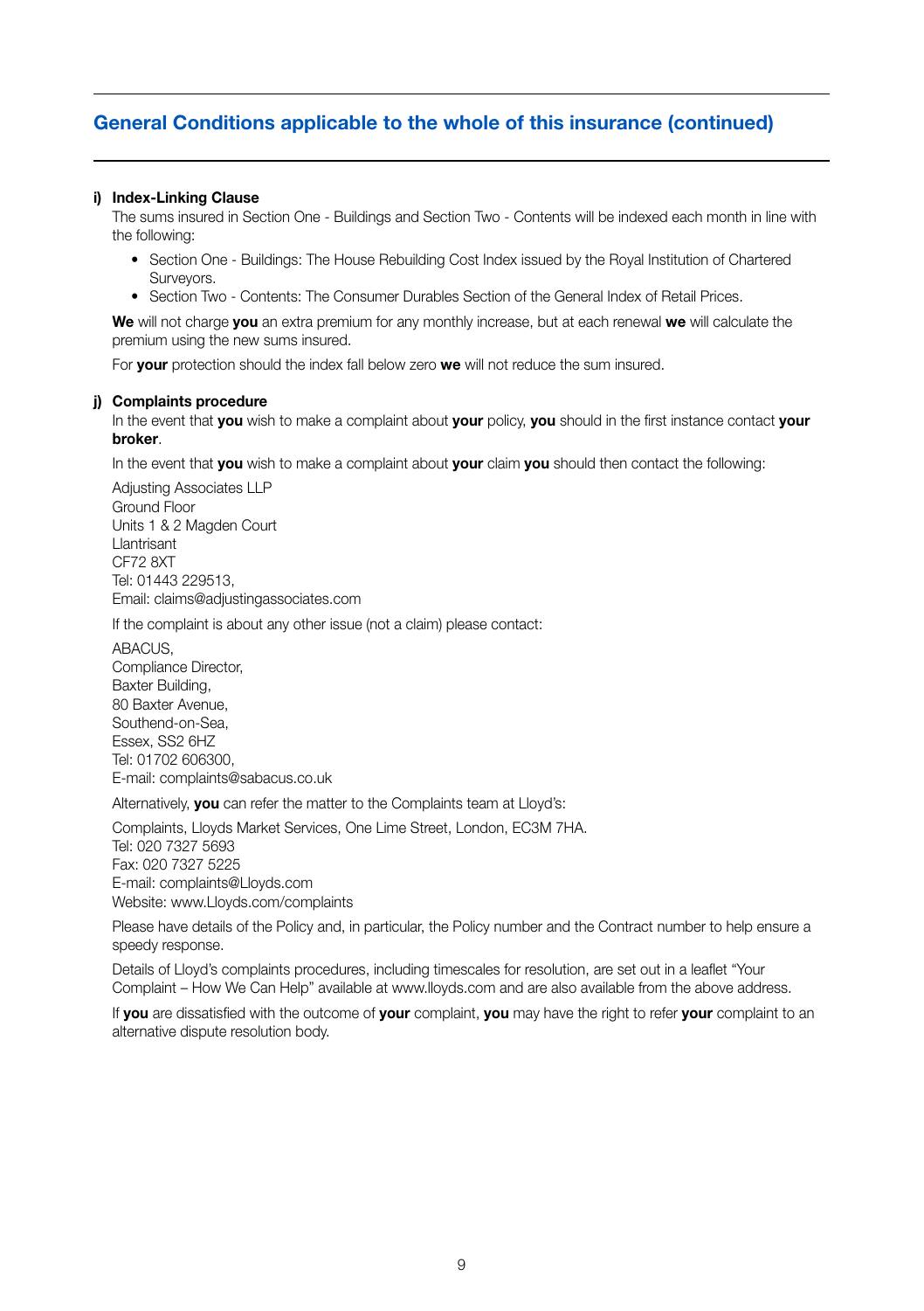## General Conditions applicable to the whole of this insurance (continued)

**i) Index-Linking Clause**

The sums insured in Section One - Buildings and Section Two - Contents will be indexed each month in line with the following:

- Section One - Buildings: The House Rebuilding Cost Index issued by the Royal Institution of Chartered Surveyors.
- Section Two - Contents: The Consumer Durables Section of the General Index of Retail Prices.

**We** will not charge **you** an extra premium for any monthly increase, but at each renewal **we** will calculate the premium using the new sums insured.

For **your** protection should the index fall below zero **we** will not reduce the sum insured.

**j) Complaints procedure**

In the event that **you** wish to make a complaint about **your** policy, **you** should in the first instance contact **your broker**.

In the event that **you** wish to make a complaint about **your** claim **you** should then contact the following:

Adjusting Associates LLP
Ground Floor
Units 1 & 2 Magden Court
Llantrisant
CF72 8XT
Tel: 01443 229513,
Email: claims@adjustingassociates.com

If the complaint is about any other issue (not a claim) please contact:

ABACUS,
Compliance Director,
Baxter Building,
80 Baxter Avenue,
Southend-on-Sea,
Essex, SS2 6HZ
Tel: 01702 606300,
E-mail: complaints@sabacus.co.uk

Alternatively, **you** can refer the matter to the Complaints team at Lloyd's:

Complaints, Lloyds Market Services, One Lime Street, London, EC3M 7HA.
Tel: 020 7327 5693
Fax: 020 7327 5225
E-mail: complaints@Lloyds.com
Website: www.Lloyds.com/complaints

Please have details of the Policy and, in particular, the Policy number and the Contract number to help ensure a speedy response.

Details of Lloyd's complaints procedures, including timescales for resolution, are set out in a leaflet "Your Complaint – How We Can Help" available at www.lloyds.com and are also available from the above address.

If **you** are dissatisfied with the outcome of **your** complaint, **you** may have the right to refer **your** complaint to an alternative dispute resolution body.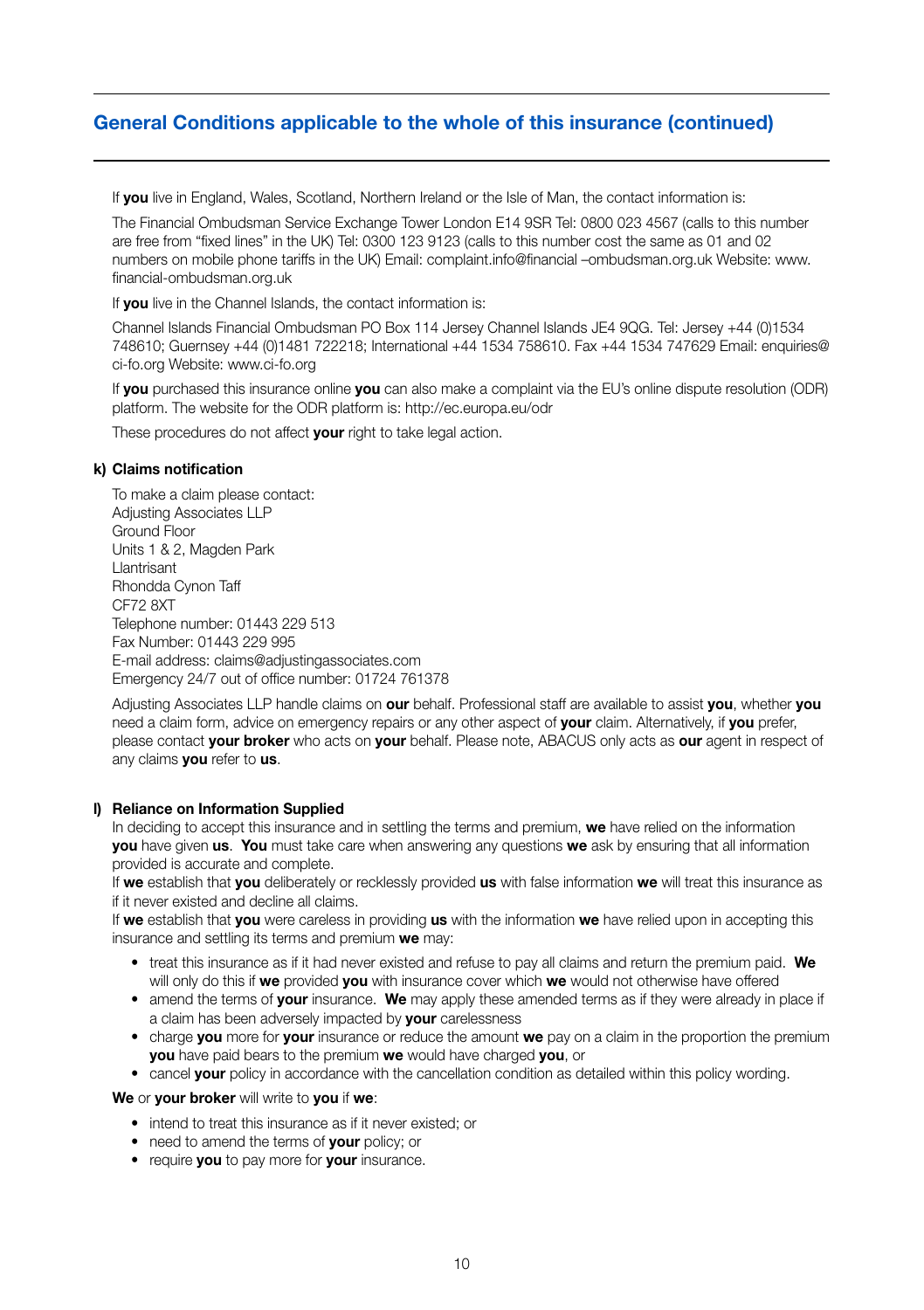## General Conditions applicable to the whole of this insurance (continued)

If **you** live in England, Wales, Scotland, Northern Ireland or the Isle of Man, the contact information is:

The Financial Ombudsman Service Exchange Tower London E14 9SR Tel: 0800 023 4567 (calls to this number are free from "fixed lines" in the UK) Tel: 0300 123 9123 (calls to this number cost the same as 01 and 02 numbers on mobile phone tariffs in the UK) Email: complaint.info@financial –ombudsman.org.uk Website: www.financial-ombudsman.org.uk

If **you** live in the Channel Islands, the contact information is:

Channel Islands Financial Ombudsman PO Box 114 Jersey Channel Islands JE4 9QG. Tel: Jersey +44 (0)1534 748610; Guernsey +44 (0)1481 722218; International +44 1534 758610. Fax +44 1534 747629 Email: enquiries@ci-fo.org Website: www.ci-fo.org

If **you** purchased this insurance online **you** can also make a complaint via the EU's online dispute resolution (ODR) platform. The website for the ODR platform is: http://ec.europa.eu/odr

These procedures do not affect **your** right to take legal action.

**k) Claims notification**

To make a claim please contact:
Adjusting Associates LLP
Ground Floor
Units 1 & 2, Magden Park
Llantrisant
Rhondda Cynon Taff
CF72 8XT
Telephone number: 01443 229 513
Fax Number: 01443 229 995
E-mail address: claims@adjustingassociates.com
Emergency 24/7 out of office number: 01724 761378

Adjusting Associates LLP handle claims on **our** behalf. Professional staff are available to assist **you**, whether **you** need a claim form, advice on emergency repairs or any other aspect of **your** claim. Alternatively, if **you** prefer, please contact **your broker** who acts on **your** behalf. Please note, ABACUS only acts as **our** agent in respect of any claims **you** refer to **us**.

**l) Reliance on Information Supplied**

In deciding to accept this insurance and in settling the terms and premium, **we** have relied on the information **you** have given **us**. **You** must take care when answering any questions **we** ask by ensuring that all information provided is accurate and complete.

If **we** establish that **you** deliberately or recklessly provided **us** with false information **we** will treat this insurance as if it never existed and decline all claims.

If **we** establish that **you** were careless in providing **us** with the information **we** have relied upon in accepting this insurance and settling its terms and premium **we** may:

- treat this insurance as if it had never existed and refuse to pay all claims and return the premium paid. **We** will only do this if **we** provided **you** with insurance cover which **we** would not otherwise have offered
- amend the terms of **your** insurance. **We** may apply these amended terms as if they were already in place if a claim has been adversely impacted by **your** carelessness
- charge **you** more for **your** insurance or reduce the amount **we** pay on a claim in the proportion the premium **you** have paid bears to the premium **we** would have charged **you**, or
- cancel **your** policy in accordance with the cancellation condition as detailed within this policy wording.

**We** or **your broker** will write to **you** if **we**:

- intend to treat this insurance as if it never existed; or
- need to amend the terms of **your** policy; or
- require **you** to pay more for **your** insurance.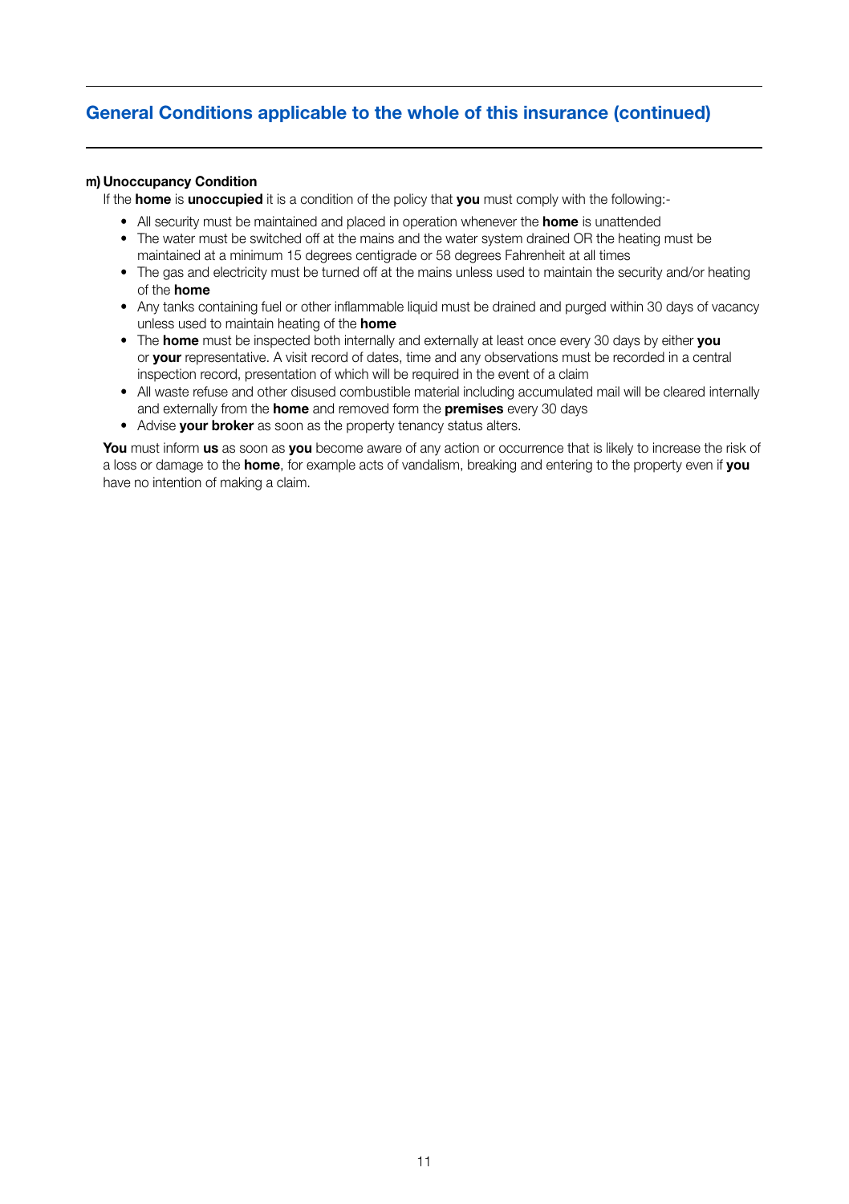## General Conditions applicable to the whole of this insurance (continued)

**m) Unoccupancy Condition**

If the **home** is **unoccupied** it is a condition of the policy that **you** must comply with the following:-

- All security must be maintained and placed in operation whenever the **home** is unattended
- The water must be switched off at the mains and the water system drained OR the heating must be maintained at a minimum 15 degrees centigrade or 58 degrees Fahrenheit at all times
- The gas and electricity must be turned off at the mains unless used to maintain the security and/or heating of the **home**
- Any tanks containing fuel or other inflammable liquid must be drained and purged within 30 days of vacancy unless used to maintain heating of the **home**
- The **home** must be inspected both internally and externally at least once every 30 days by either **you** or **your** representative. A visit record of dates, time and any observations must be recorded in a central inspection record, presentation of which will be required in the event of a claim
- All waste refuse and other disused combustible material including accumulated mail will be cleared internally and externally from the **home** and removed form the **premises** every 30 days
- Advise **your broker** as soon as the property tenancy status alters.

**You** must inform **us** as soon as **you** become aware of any action or occurrence that is likely to increase the risk of a loss or damage to the **home**, for example acts of vandalism, breaking and entering to the property even if **you** have no intention of making a claim.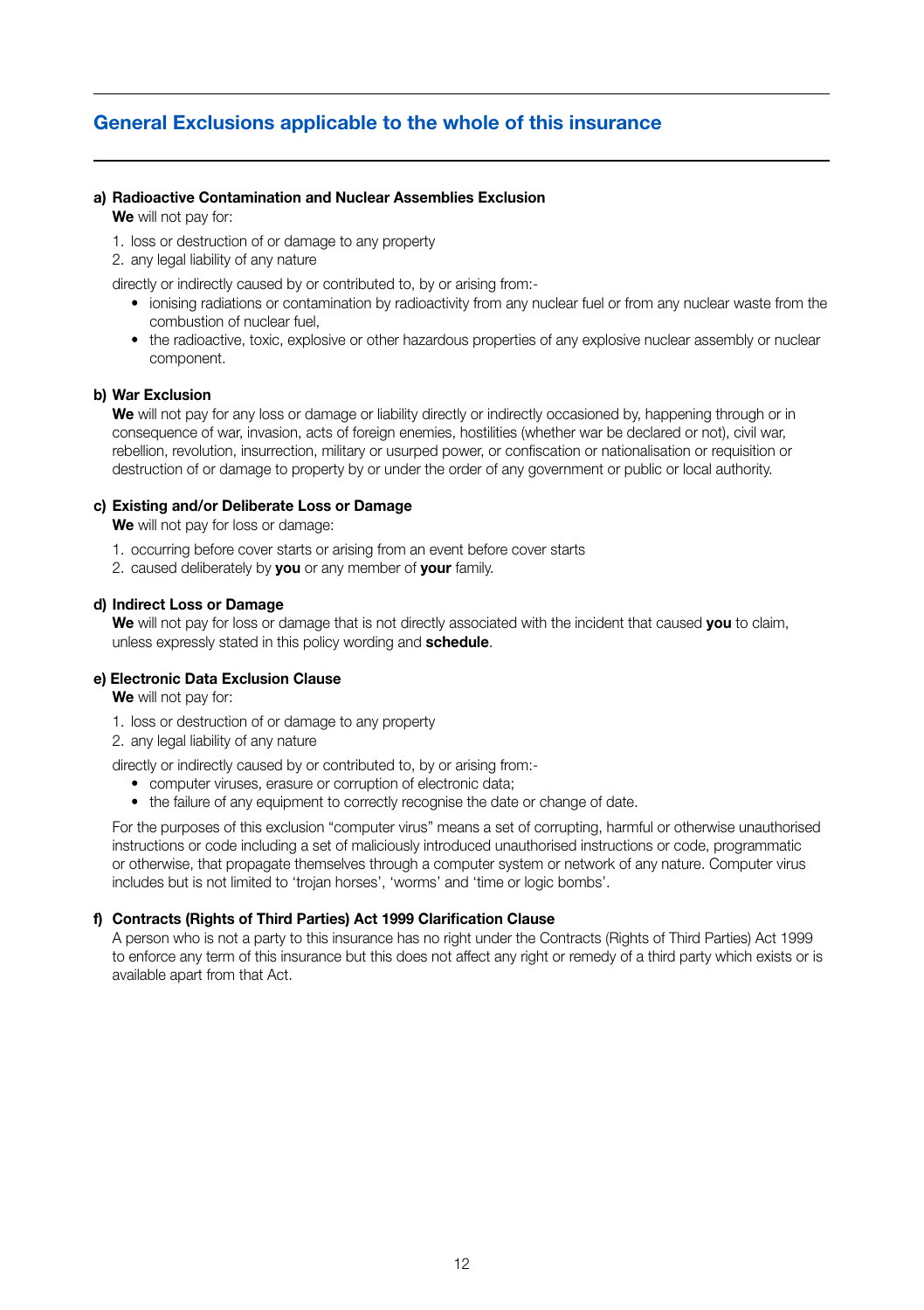## General Exclusions applicable to the whole of this insurance

**a) Radioactive Contamination and Nuclear Assemblies Exclusion**

**We** will not pay for:

1. loss or destruction of or damage to any property
2. any legal liability of any nature

directly or indirectly caused by or contributed to, by or arising from:-

- ionising radiations or contamination by radioactivity from any nuclear fuel or from any nuclear waste from the combustion of nuclear fuel,
- the radioactive, toxic, explosive or other hazardous properties of any explosive nuclear assembly or nuclear component.

**b) War Exclusion**

**We** will not pay for any loss or damage or liability directly or indirectly occasioned by, happening through or in consequence of war, invasion, acts of foreign enemies, hostilities (whether war be declared or not), civil war, rebellion, revolution, insurrection, military or usurped power, or confiscation or nationalisation or requisition or destruction of or damage to property by or under the order of any government or public or local authority.

**c) Existing and/or Deliberate Loss or Damage**

**We** will not pay for loss or damage:

1. occurring before cover starts or arising from an event before cover starts
2. caused deliberately by **you** or any member of **your** family.

**d) Indirect Loss or Damage**

**We** will not pay for loss or damage that is not directly associated with the incident that caused **you** to claim, unless expressly stated in this policy wording and **schedule**.

**e) Electronic Data Exclusion Clause**

**We** will not pay for:

1. loss or destruction of or damage to any property
2. any legal liability of any nature

directly or indirectly caused by or contributed to, by or arising from:-

- computer viruses, erasure or corruption of electronic data;
- the failure of any equipment to correctly recognise the date or change of date.

For the purposes of this exclusion "computer virus" means a set of corrupting, harmful or otherwise unauthorised instructions or code including a set of maliciously introduced unauthorised instructions or code, programmatic or otherwise, that propagate themselves through a computer system or network of any nature. Computer virus includes but is not limited to 'trojan horses', 'worms' and 'time or logic bombs'.

**f) Contracts (Rights of Third Parties) Act 1999 Clarification Clause**

A person who is not a party to this insurance has no right under the Contracts (Rights of Third Parties) Act 1999 to enforce any term of this insurance but this does not affect any right or remedy of a third party which exists or is available apart from that Act.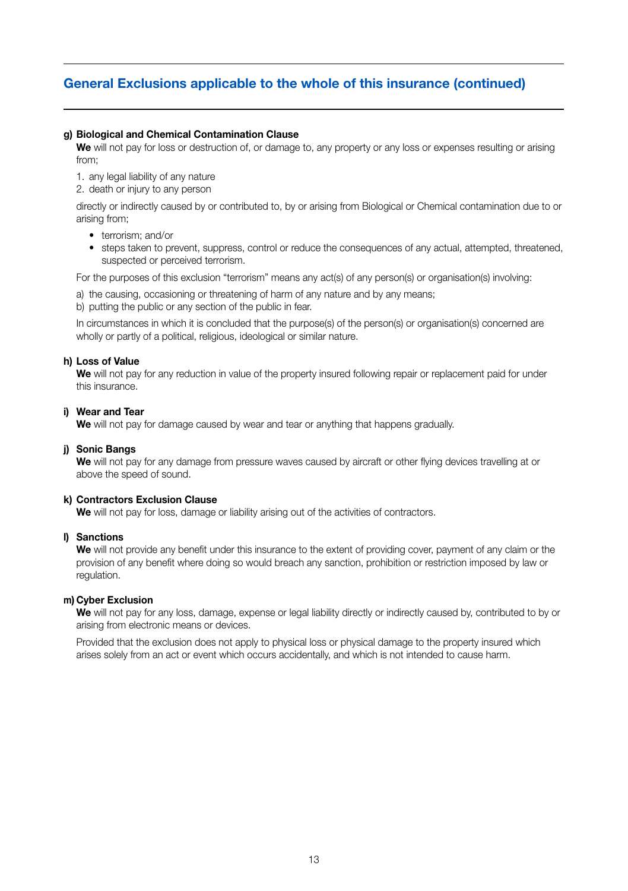## General Exclusions applicable to the whole of this insurance (continued)

**g) Biological and Chemical Contamination Clause**

**We** will not pay for loss or destruction of, or damage to, any property or any loss or expenses resulting or arising from;

1. any legal liability of any nature
2. death or injury to any person

directly or indirectly caused by or contributed to, by or arising from Biological or Chemical contamination due to or arising from;

- terrorism; and/or
- steps taken to prevent, suppress, control or reduce the consequences of any actual, attempted, threatened, suspected or perceived terrorism.

For the purposes of this exclusion "terrorism" means any act(s) of any person(s) or organisation(s) involving:

a) the causing, occasioning or threatening of harm of any nature and by any means;
b) putting the public or any section of the public in fear.

In circumstances in which it is concluded that the purpose(s) of the person(s) or organisation(s) concerned are wholly or partly of a political, religious, ideological or similar nature.

**h) Loss of Value**

**We** will not pay for any reduction in value of the property insured following repair or replacement paid for under this insurance.

**i) Wear and Tear**

**We** will not pay for damage caused by wear and tear or anything that happens gradually.

**j) Sonic Bangs**

**We** will not pay for any damage from pressure waves caused by aircraft or other flying devices travelling at or above the speed of sound.

**k) Contractors Exclusion Clause**

**We** will not pay for loss, damage or liability arising out of the activities of contractors.

**l) Sanctions**

**We** will not provide any benefit under this insurance to the extent of providing cover, payment of any claim or the provision of any benefit where doing so would breach any sanction, prohibition or restriction imposed by law or regulation.

**m) Cyber Exclusion**

**We** will not pay for any loss, damage, expense or legal liability directly or indirectly caused by, contributed to by or arising from electronic means or devices.

Provided that the exclusion does not apply to physical loss or physical damage to the property insured which arises solely from an act or event which occurs accidentally, and which is not intended to cause harm.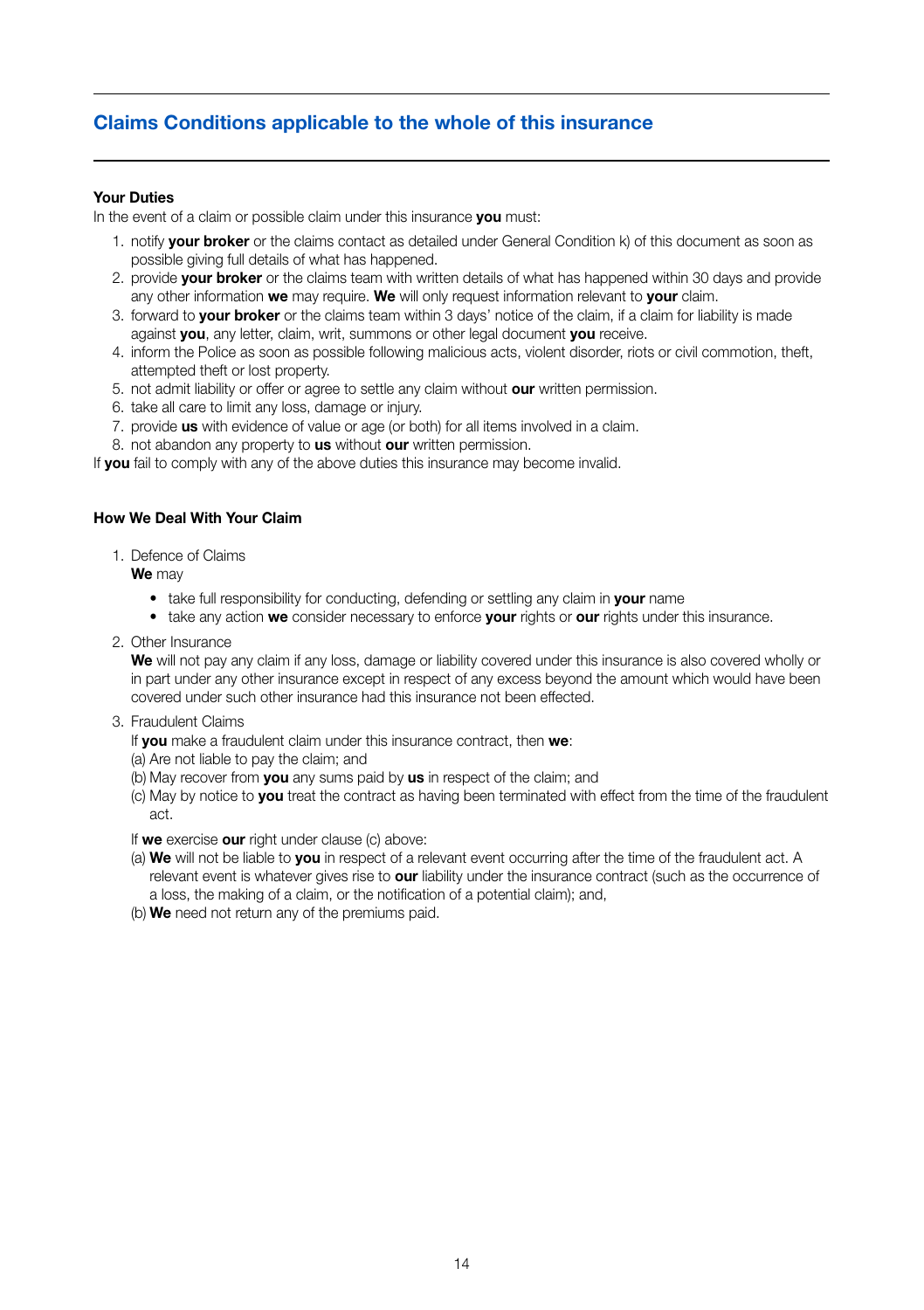## Claims Conditions applicable to the whole of this insurance

### Your Duties

In the event of a claim or possible claim under this insurance **you** must:

1. notify **your broker** or the claims contact as detailed under General Condition k) of this document as soon as possible giving full details of what has happened.
2. provide **your broker** or the claims team with written details of what has happened within 30 days and provide any other information **we** may require. **We** will only request information relevant to **your** claim.
3. forward to **your broker** or the claims team within 3 days' notice of the claim, if a claim for liability is made against **you**, any letter, claim, writ, summons or other legal document **you** receive.
4. inform the Police as soon as possible following malicious acts, violent disorder, riots or civil commotion, theft, attempted theft or lost property.
5. not admit liability or offer or agree to settle any claim without **our** written permission.
6. take all care to limit any loss, damage or injury.
7. provide **us** with evidence of value or age (or both) for all items involved in a claim.
8. not abandon any property to **us** without **our** written permission.

If **you** fail to comply with any of the above duties this insurance may become invalid.

### How We Deal With Your Claim

1. Defence of Claims

   **We** may

   - take full responsibility for conducting, defending or settling any claim in **your** name
   - take any action **we** consider necessary to enforce **your** rights or **our** rights under this insurance.

2. Other Insurance

   **We** will not pay any claim if any loss, damage or liability covered under this insurance is also covered wholly or in part under any other insurance except in respect of any excess beyond the amount which would have been covered under such other insurance had this insurance not been effected.

3. Fraudulent Claims

   If **you** make a fraudulent claim under this insurance contract, then **we**:

   (a) Are not liable to pay the claim; and

   (b) May recover from **you** any sums paid by **us** in respect of the claim; and

   (c) May by notice to **you** treat the contract as having been terminated with effect from the time of the fraudulent act.

   If **we** exercise **our** right under clause (c) above:

   (a) **We** will not be liable to **you** in respect of a relevant event occurring after the time of the fraudulent act. A relevant event is whatever gives rise to **our** liability under the insurance contract (such as the occurrence of a loss, the making of a claim, or the notification of a potential claim); and,

   (b) **We** need not return any of the premiums paid.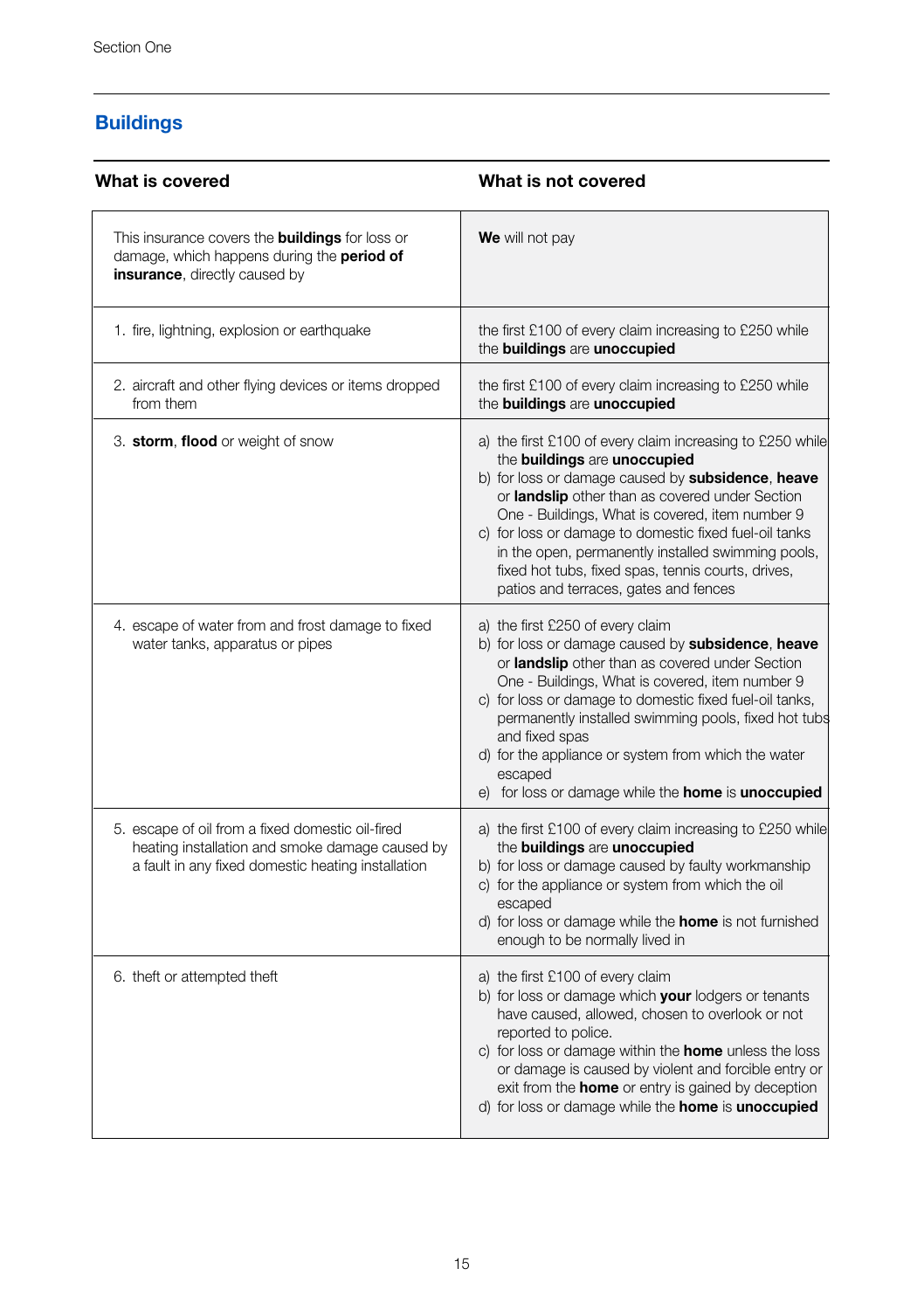Section One

## Buildings

| What is covered | What is not covered |
|---|---|
| This insurance covers the **buildings** for loss or damage, which happens during the **period of insurance**, directly caused by | **We** will not pay |
| 1. fire, lightning, explosion or earthquake | the first £100 of every claim increasing to £250 while the **buildings** are **unoccupied** |
| 2. aircraft and other flying devices or items dropped from them | the first £100 of every claim increasing to £250 while the **buildings** are **unoccupied** |
| 3. **storm**, **flood** or weight of snow | a) the first £100 of every claim increasing to £250 while the **buildings** are **unoccupied**<br>b) for loss or damage caused by **subsidence**, **heave** or **landslip** other than as covered under Section One - Buildings, What is covered, item number 9<br>c) for loss or damage to domestic fixed fuel-oil tanks in the open, permanently installed swimming pools, fixed hot tubs, fixed spas, tennis courts, drives, patios and terraces, gates and fences |
| 4. escape of water from and frost damage to fixed water tanks, apparatus or pipes | a) the first £250 of every claim<br>b) for loss or damage caused by **subsidence**, **heave** or **landslip** other than as covered under Section One - Buildings, What is covered, item number 9<br>c) for loss or damage to domestic fixed fuel-oil tanks, permanently installed swimming pools, fixed hot tubs and fixed spas<br>d) for the appliance or system from which the water escaped<br>e) for loss or damage while the **home** is **unoccupied** |
| 5. escape of oil from a fixed domestic oil-fired heating installation and smoke damage caused by a fault in any fixed domestic heating installation | a) the first £100 of every claim increasing to £250 while the **buildings** are **unoccupied**<br>b) for loss or damage caused by faulty workmanship<br>c) for the appliance or system from which the oil escaped<br>d) for loss or damage while the **home** is not furnished enough to be normally lived in |
| 6. theft or attempted theft | a) the first £100 of every claim<br>b) for loss or damage which **your** lodgers or tenants have caused, allowed, chosen to overlook or not reported to police.<br>c) for loss or damage within the **home** unless the loss or damage is caused by violent and forcible entry or exit from the **home** or entry is gained by deception<br>d) for loss or damage while the **home** is **unoccupied** |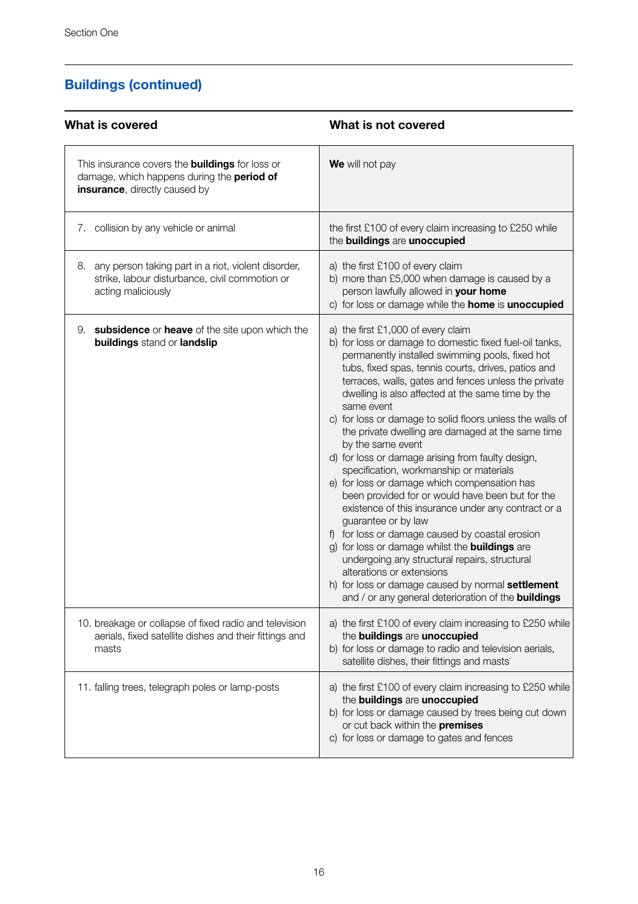## Buildings (continued)

| What is covered | What is not covered |
|---|---|
| This insurance covers the **buildings** for loss or damage, which happens during the **period of insurance**, directly caused by | **We** will not pay |
| 7. collision by any vehicle or animal | the first £100 of every claim increasing to £250 while the **buildings** are **unoccupied** |
| 8. any person taking part in a riot, violent disorder, strike, labour disturbance, civil commotion or acting maliciously | a) the first £100 of every claim<br>b) more than £5,000 when damage is caused by a person lawfully allowed in **your home**<br>c) for loss or damage while the **home** is **unoccupied** |
| 9. **subsidence** or **heave** of the site upon which the **buildings** stand or **landslip** | a) the first £1,000 of every claim<br>b) for loss or damage to domestic fixed fuel-oil tanks, permanently installed swimming pools, fixed hot tubs, fixed spas, tennis courts, drives, patios and terraces, walls, gates and fences unless the private dwelling is also affected at the same time by the same event<br>c) for loss or damage to solid floors unless the walls of the private dwelling are damaged at the same time by the same event<br>d) for loss or damage arising from faulty design, specification, workmanship or materials<br>e) for loss or damage which compensation has been provided for or would have been but for the existence of this insurance under any contract or a guarantee or by law<br>f) for loss or damage caused by coastal erosion<br>g) for loss or damage whilst the **buildings** are undergoing any structural repairs, structural alterations or extensions<br>h) for loss or damage caused by normal **settlement** and / or any general deterioration of the **buildings** |
| 10. breakage or collapse of fixed radio and television aerials, fixed satellite dishes and their fittings and masts | a) the first £100 of every claim increasing to £250 while the **buildings** are **unoccupied**<br>b) for loss or damage to radio and television aerials, satellite dishes, their fittings and masts |
| 11. falling trees, telegraph poles or lamp-posts | a) the first £100 of every claim increasing to £250 while the **buildings** are **unoccupied**<br>b) for loss or damage caused by trees being cut down or cut back within the **premises**<br>c) for loss or damage to gates and fences |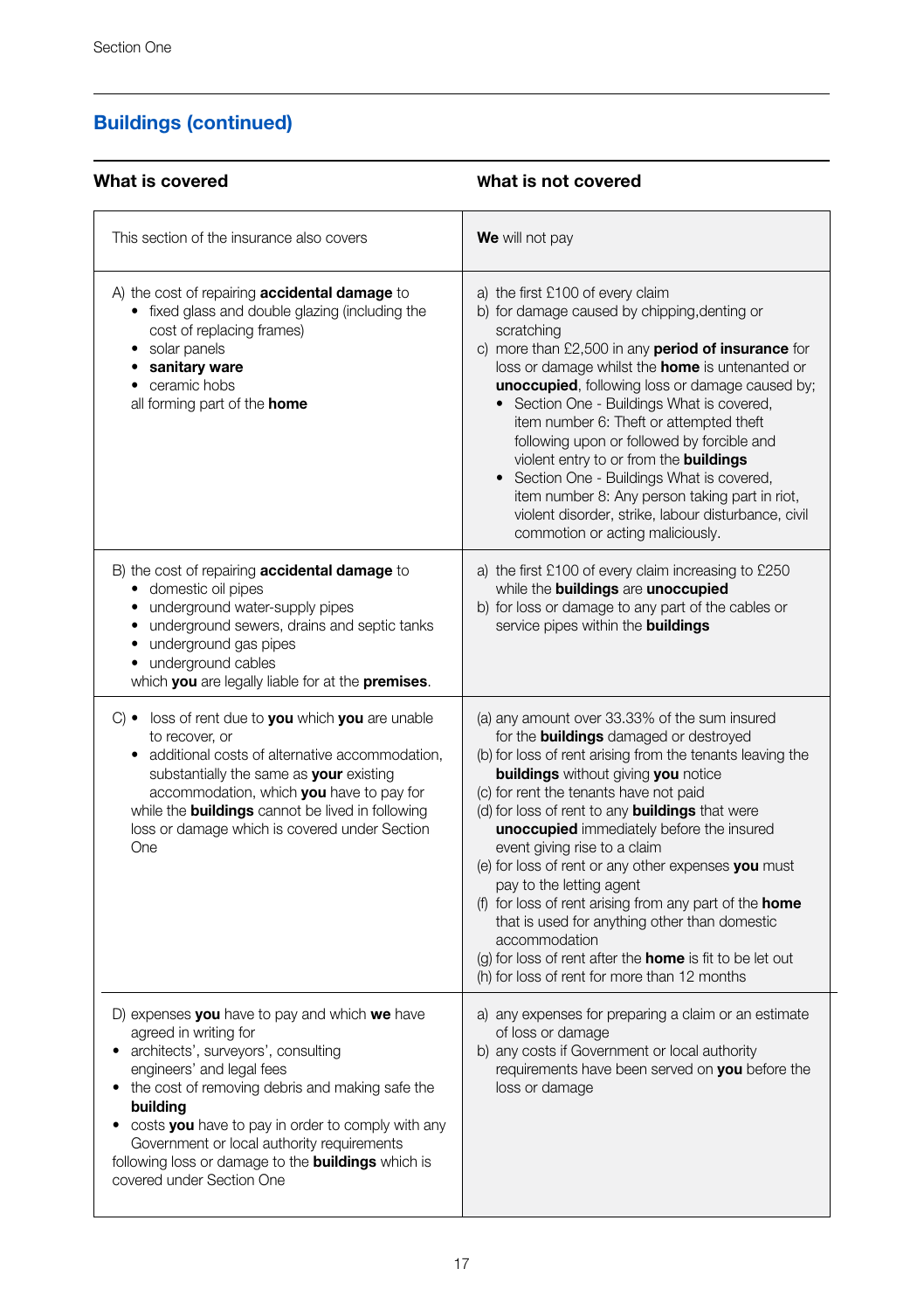## Buildings (continued)

| What is covered | What is not covered |
|---|---|
| This section of the insurance also covers | **We** will not pay |
| A) the cost of repairing **accidental damage** to<br>• fixed glass and double glazing (including the cost of replacing frames)<br>• solar panels<br>• **sanitary ware**<br>• ceramic hobs<br>all forming part of the **home** | a) the first £100 of every claim<br>b) for damage caused by chipping,denting or scratching<br>c) more than £2,500 in any **period of insurance** for loss or damage whilst the **home** is untenanted or **unoccupied**, following loss or damage caused by;<br>• Section One - Buildings What is covered, item number 6: Theft or attempted theft following upon or followed by forcible and violent entry to or from the **buildings**<br>• Section One - Buildings What is covered, item number 8: Any person taking part in riot, violent disorder, strike, labour disturbance, civil commotion or acting maliciously. |
| B) the cost of repairing **accidental damage** to<br>• domestic oil pipes<br>• underground water-supply pipes<br>• underground sewers, drains and septic tanks<br>• underground gas pipes<br>• underground cables<br>which **you** are legally liable for at the **premises**. | a) the first £100 of every claim increasing to £250 while the **buildings** are **unoccupied**<br>b) for loss or damage to any part of the cables or service pipes within the **buildings** |
| C) • loss of rent due to **you** which **you** are unable to recover, or<br>• additional costs of alternative accommodation, substantially the same as **your** existing accommodation, which **you** have to pay for<br>while the **buildings** cannot be lived in following loss or damage which is covered under Section One | (a) any amount over 33.33% of the sum insured for the **buildings** damaged or destroyed<br>(b) for loss of rent arising from the tenants leaving the **buildings** without giving **you** notice<br>(c) for rent the tenants have not paid<br>(d) for loss of rent to any **buildings** that were **unoccupied** immediately before the insured event giving rise to a claim<br>(e) for loss of rent or any other expenses **you** must pay to the letting agent<br>(f) for loss of rent arising from any part of the **home** that is used for anything other than domestic accommodation<br>(g) for loss of rent after the **home** is fit to be let out<br>(h) for loss of rent for more than 12 months |
| D) expenses **you** have to pay and which **we** have agreed in writing for<br>• architects', surveyors', consulting engineers' and legal fees<br>• the cost of removing debris and making safe the **building**<br>• costs **you** have to pay in order to comply with any Government or local authority requirements<br>following loss or damage to the **buildings** which is covered under Section One | a) any expenses for preparing a claim or an estimate of loss or damage<br>b) any costs if Government or local authority requirements have been served on **you** before the loss or damage |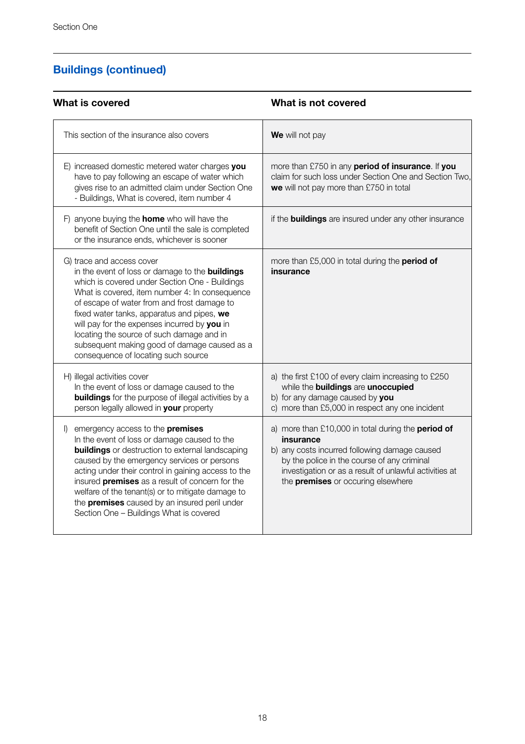## Buildings (continued)

| What is covered | What is not covered |
|---|---|
| This section of the insurance also covers | **We** will not pay |
| E) increased domestic metered water charges **you** have to pay following an escape of water which gives rise to an admitted claim under Section One - Buildings, What is covered, item number 4 | more than £750 in any **period of insurance**. If **you** claim for such loss under Section One and Section Two, **we** will not pay more than £750 in total |
| F) anyone buying the **home** who will have the benefit of Section One until the sale is completed or the insurance ends, whichever is sooner | if the **buildings** are insured under any other insurance |
| G) trace and access cover<br>in the event of loss or damage to the **buildings** which is covered under Section One - Buildings What is covered, item number 4: In consequence of escape of water from and frost damage to fixed water tanks, apparatus and pipes, **we** will pay for the expenses incurred by **you** in locating the source of such damage and in subsequent making good of damage caused as a consequence of locating such source | more than £5,000 in total during the **period of insurance** |
| H) illegal activities cover<br>In the event of loss or damage caused to the **buildings** for the purpose of illegal activities by a person legally allowed in **your** property | a) the first £100 of every claim increasing to £250 while the **buildings** are **unoccupied**<br>b) for any damage caused by **you**<br>c) more than £5,000 in respect any one incident |
| I) emergency access to the **premises**<br>In the event of loss or damage caused to the **buildings** or destruction to external landscaping caused by the emergency services or persons acting under their control in gaining access to the insured **premises** as a result of concern for the welfare of the tenant(s) or to mitigate damage to the **premises** caused by an insured peril under Section One – Buildings What is covered | a) more than £10,000 in total during the **period of insurance**<br>b) any costs incurred following damage caused by the police in the course of any criminal investigation or as a result of unlawful activities at the **premises** or occuring elsewhere |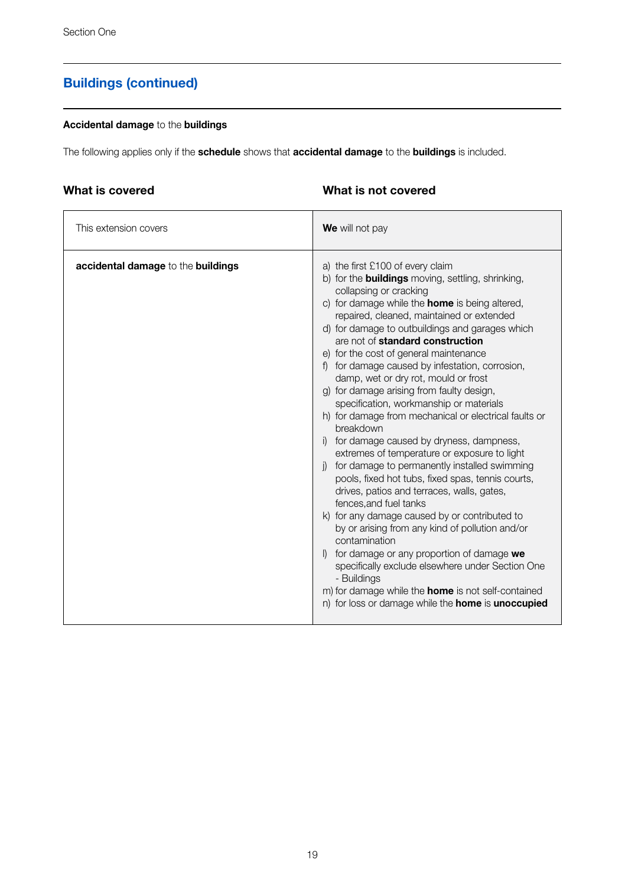Section One

## Buildings (continued)

**Accidental damage** to the **buildings**

The following applies only if the **schedule** shows that **accidental damage** to the **buildings** is included.

| What is covered | What is not covered |
|---|---|
| This extension covers | **We** will not pay |
| **accidental damage** to the **buildings** | a) the first £100 of every claim<br>b) for the **buildings** moving, settling, shrinking, collapsing or cracking<br>c) for damage while the **home** is being altered, repaired, cleaned, maintained or extended<br>d) for damage to outbuildings and garages which are not of **standard construction**<br>e) for the cost of general maintenance<br>f) for damage caused by infestation, corrosion, damp, wet or dry rot, mould or frost<br>g) for damage arising from faulty design, specification, workmanship or materials<br>h) for damage from mechanical or electrical faults or breakdown<br>i) for damage caused by dryness, dampness, extremes of temperature or exposure to light<br>j) for damage to permanently installed swimming pools, fixed hot tubs, fixed spas, tennis courts, drives, patios and terraces, walls, gates, fences,and fuel tanks<br>k) for any damage caused by or contributed to by or arising from any kind of pollution and/or contamination<br>l) for damage or any proportion of damage **we** specifically exclude elsewhere under Section One - Buildings<br>m) for damage while the **home** is not self-contained<br>n) for loss or damage while the **home** is **unoccupied** |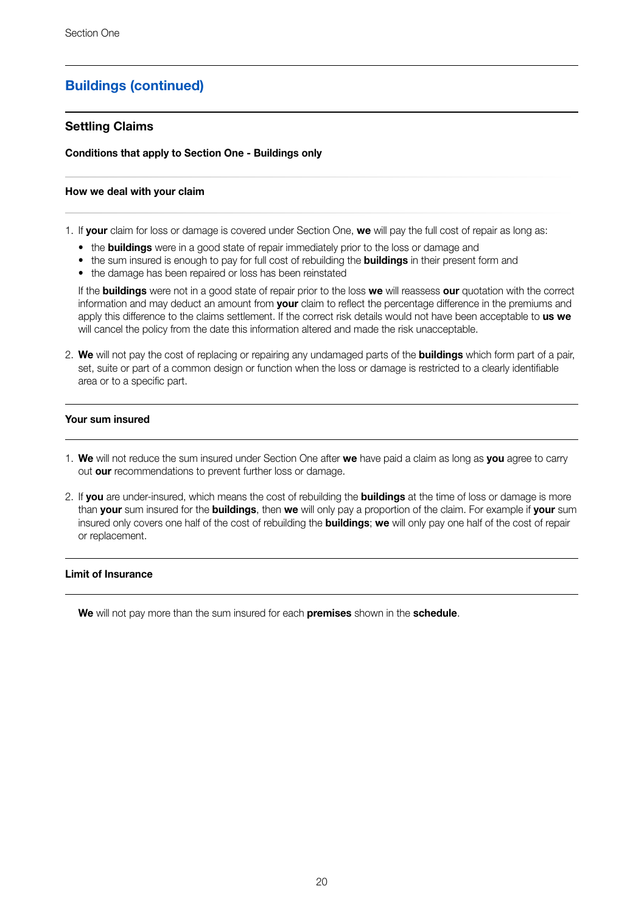## Buildings (continued)

### Settling Claims

**Conditions that apply to Section One - Buildings only**

**How we deal with your claim**

1. If **your** claim for loss or damage is covered under Section One, **we** will pay the full cost of repair as long as:
   - the **buildings** were in a good state of repair immediately prior to the loss or damage and
   - the sum insured is enough to pay for full cost of rebuilding the **buildings** in their present form and
   - the damage has been repaired or loss has been reinstated

   If the **buildings** were not in a good state of repair prior to the loss **we** will reassess **our** quotation with the correct information and may deduct an amount from **your** claim to reflect the percentage difference in the premiums and apply this difference to the claims settlement. If the correct risk details would not have been acceptable to **us we** will cancel the policy from the date this information altered and made the risk unacceptable.

2. **We** will not pay the cost of replacing or repairing any undamaged parts of the **buildings** which form part of a pair, set, suite or part of a common design or function when the loss or damage is restricted to a clearly identifiable area or to a specific part.

**Your sum insured**

1. **We** will not reduce the sum insured under Section One after **we** have paid a claim as long as **you** agree to carry out **our** recommendations to prevent further loss or damage.

2. If **you** are under-insured, which means the cost of rebuilding the **buildings** at the time of loss or damage is more than **your** sum insured for the **buildings**, then **we** will only pay a proportion of the claim. For example if **your** sum insured only covers one half of the cost of rebuilding the **buildings**; **we** will only pay one half of the cost of repair or replacement.

**Limit of Insurance**

**We** will not pay more than the sum insured for each **premises** shown in the **schedule**.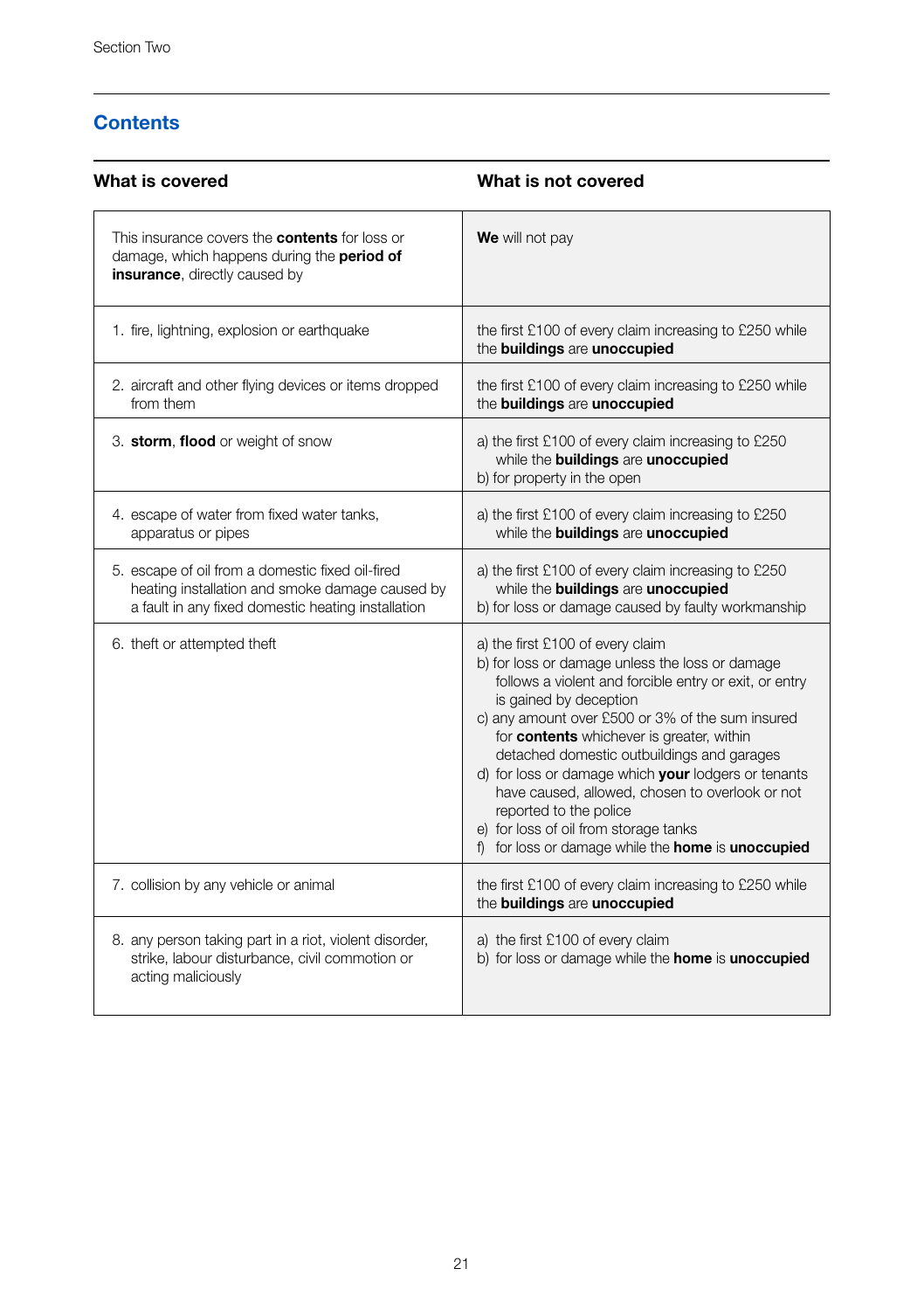## Contents

| What is covered | What is not covered |
|---|---|
| This insurance covers the **contents** for loss or damage, which happens during the **period of insurance**, directly caused by | **We** will not pay |
| 1. fire, lightning, explosion or earthquake | the first £100 of every claim increasing to £250 while the **buildings** are **unoccupied** |
| 2. aircraft and other flying devices or items dropped from them | the first £100 of every claim increasing to £250 while the **buildings** are **unoccupied** |
| 3. **storm**, **flood** or weight of snow | a) the first £100 of every claim increasing to £250 while the **buildings** are **unoccupied**<br>b) for property in the open |
| 4. escape of water from fixed water tanks, apparatus or pipes | a) the first £100 of every claim increasing to £250 while the **buildings** are **unoccupied** |
| 5. escape of oil from a domestic fixed oil-fired heating installation and smoke damage caused by a fault in any fixed domestic heating installation | a) the first £100 of every claim increasing to £250 while the **buildings** are **unoccupied**<br>b) for loss or damage caused by faulty workmanship |
| 6. theft or attempted theft | a) the first £100 of every claim<br>b) for loss or damage unless the loss or damage follows a violent and forcible entry or exit, or entry is gained by deception<br>c) any amount over £500 or 3% of the sum insured for **contents** whichever is greater, within detached domestic outbuildings and garages<br>d) for loss or damage which **your** lodgers or tenants have caused, allowed, chosen to overlook or not reported to the police<br>e) for loss of oil from storage tanks<br>f) for loss or damage while the **home** is **unoccupied** |
| 7. collision by any vehicle or animal | the first £100 of every claim increasing to £250 while the **buildings** are **unoccupied** |
| 8. any person taking part in a riot, violent disorder, strike, labour disturbance, civil commotion or acting maliciously | a) the first £100 of every claim<br>b) for loss or damage while the **home** is **unoccupied** |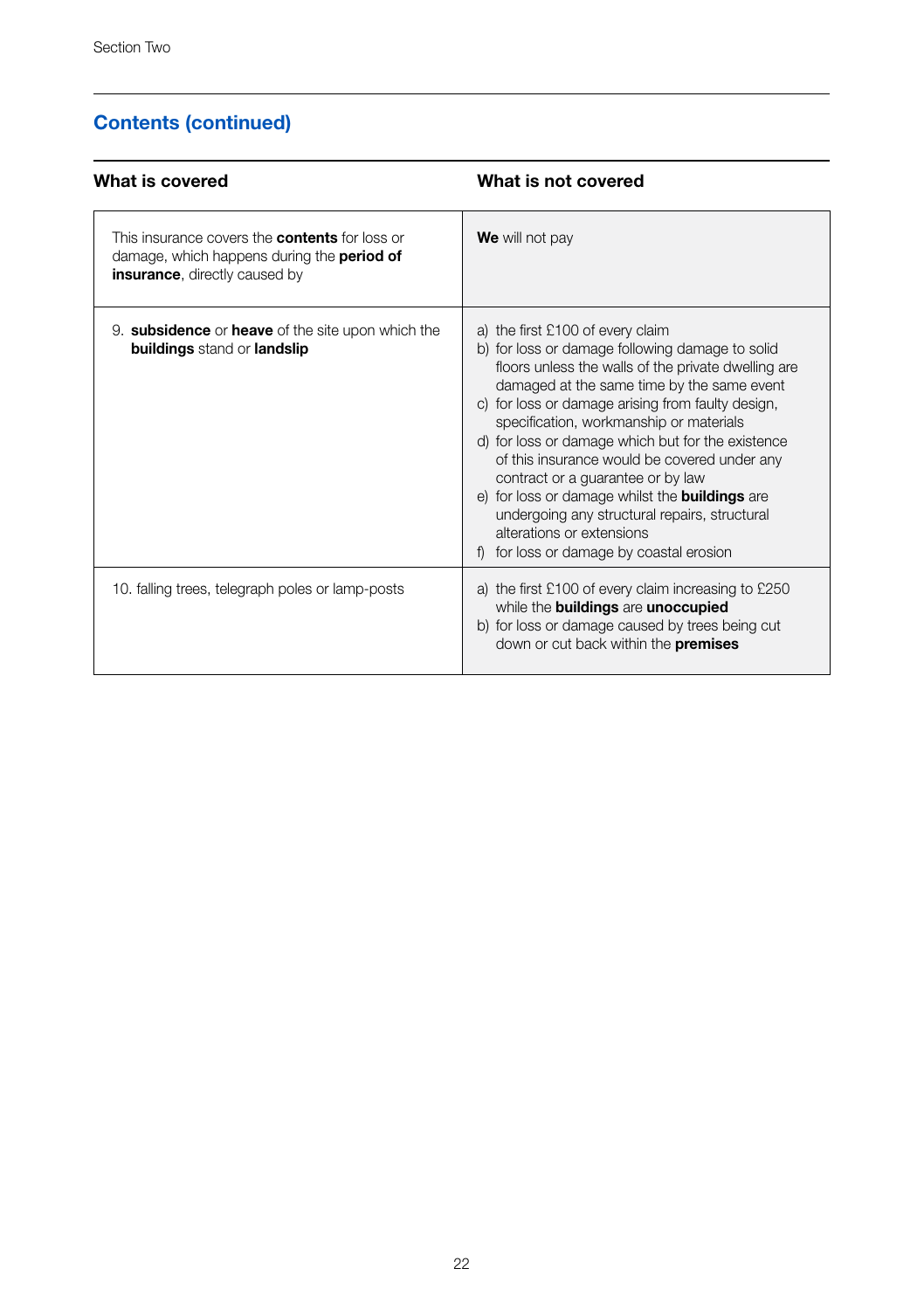## Contents (continued)

| What is covered | What is not covered |
| --- | --- |
| This insurance covers the **contents** for loss or damage, which happens during the **period of insurance**, directly caused by | **We** will not pay |
| 9. **subsidence** or **heave** of the site upon which the **buildings** stand or **landslip** | a) the first £100 of every claim<br>b) for loss or damage following damage to solid floors unless the walls of the private dwelling are damaged at the same time by the same event<br>c) for loss or damage arising from faulty design, specification, workmanship or materials<br>d) for loss or damage which but for the existence of this insurance would be covered under any contract or a guarantee or by law<br>e) for loss or damage whilst the **buildings** are undergoing any structural repairs, structural alterations or extensions<br>f) for loss or damage by coastal erosion |
| 10. falling trees, telegraph poles or lamp-posts | a) the first £100 of every claim increasing to £250 while the **buildings** are **unoccupied**<br>b) for loss or damage caused by trees being cut down or cut back within the **premises** |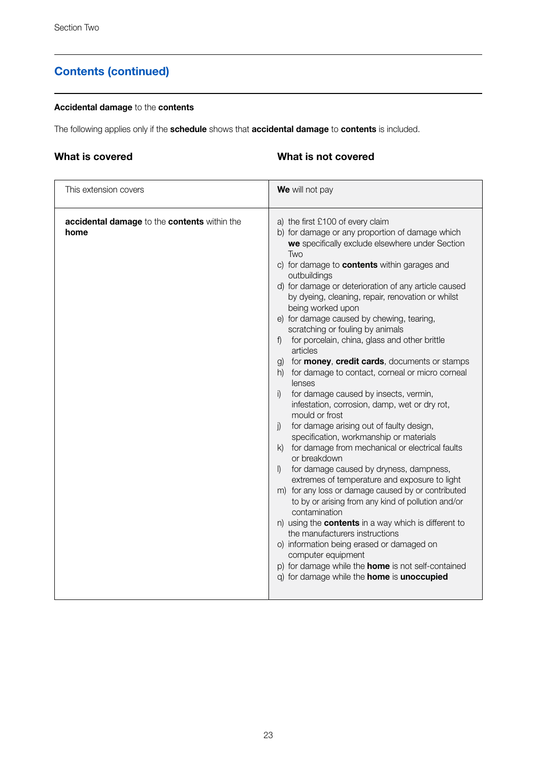## Contents (continued)

**Accidental damage** to the **contents**

The following applies only if the **schedule** shows that **accidental damage** to **contents** is included.

| What is covered | What is not covered |
|---|---|
| This extension covers | **We** will not pay |
| **accidental damage** to the **contents** within the **home** | a) the first £100 of every claim<br>b) for damage or any proportion of damage which **we** specifically exclude elsewhere under Section Two<br>c) for damage to **contents** within garages and outbuildings<br>d) for damage or deterioration of any article caused by dyeing, cleaning, repair, renovation or whilst being worked upon<br>e) for damage caused by chewing, tearing, scratching or fouling by animals<br>f) for porcelain, china, glass and other brittle articles<br>g) for **money**, **credit cards**, documents or stamps<br>h) for damage to contact, corneal or micro corneal lenses<br>i) for damage caused by insects, vermin, infestation, corrosion, damp, wet or dry rot, mould or frost<br>j) for damage arising out of faulty design, specification, workmanship or materials<br>k) for damage from mechanical or electrical faults or breakdown<br>l) for damage caused by dryness, dampness, extremes of temperature and exposure to light<br>m) for any loss or damage caused by or contributed to by or arising from any kind of pollution and/or contamination<br>n) using the **contents** in a way which is different to the manufacturers instructions<br>o) information being erased or damaged on computer equipment<br>p) for damage while the **home** is not self-contained<br>q) for damage while the **home** is **unoccupied** |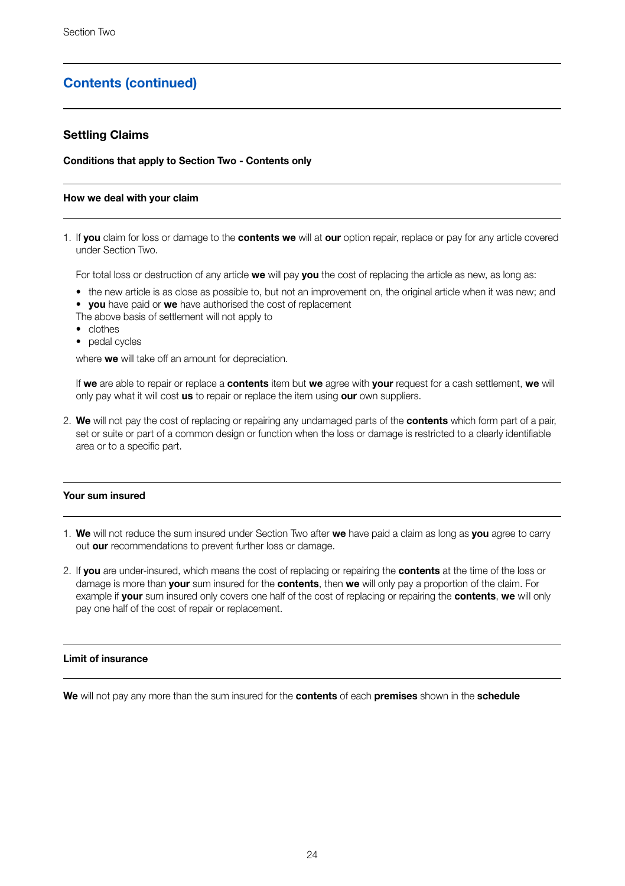## Contents (continued)

### Settling Claims

**Conditions that apply to Section Two - Contents only**

**How we deal with your claim**

1. If **you** claim for loss or damage to the **contents we** will at **our** option repair, replace or pay for any article covered under Section Two.

   For total loss or destruction of any article **we** will pay **you** the cost of replacing the article as new, as long as:

   - the new article is as close as possible to, but not an improvement on, the original article when it was new; and
   - **you** have paid or **we** have authorised the cost of replacement

   The above basis of settlement will not apply to

   - clothes
   - pedal cycles

   where **we** will take off an amount for depreciation.

   If **we** are able to repair or replace a **contents** item but **we** agree with **your** request for a cash settlement, **we** will only pay what it will cost **us** to repair or replace the item using **our** own suppliers.

2. **We** will not pay the cost of replacing or repairing any undamaged parts of the **contents** which form part of a pair, set or suite or part of a common design or function when the loss or damage is restricted to a clearly identifiable area or to a specific part.

**Your sum insured**

1. **We** will not reduce the sum insured under Section Two after **we** have paid a claim as long as **you** agree to carry out **our** recommendations to prevent further loss or damage.

2. If **you** are under-insured, which means the cost of replacing or repairing the **contents** at the time of the loss or damage is more than **your** sum insured for the **contents**, then **we** will only pay a proportion of the claim. For example if **your** sum insured only covers one half of the cost of replacing or repairing the **contents**, **we** will only pay one half of the cost of repair or replacement.

**Limit of insurance**

**We** will not pay any more than the sum insured for the **contents** of each **premises** shown in the **schedule**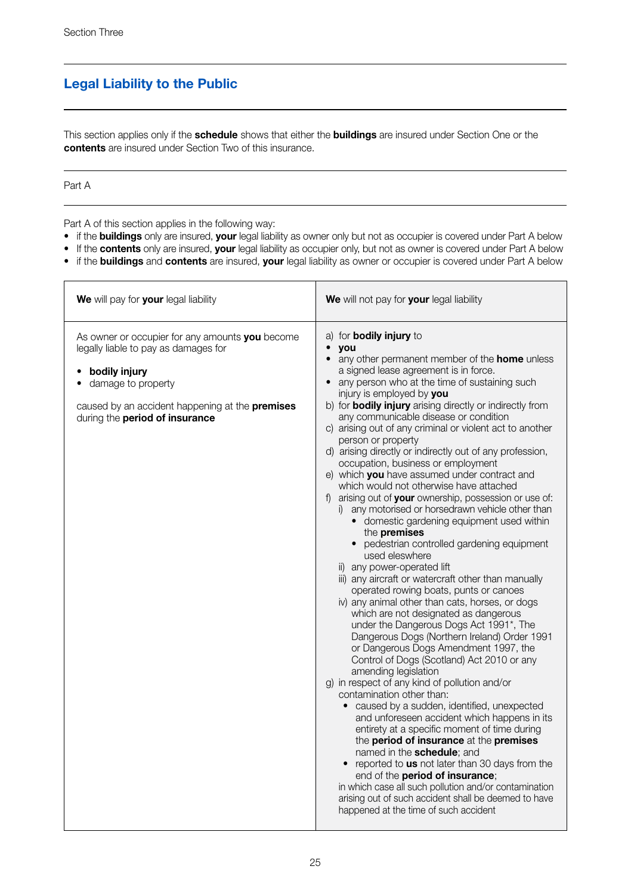Section Three

## Legal Liability to the Public

This section applies only if the **schedule** shows that either the **buildings** are insured under Section One or the **contents** are insured under Section Two of this insurance.

Part A

Part A of this section applies in the following way:

- if the **buildings** only are insured, **your** legal liability as owner only but not as occupier is covered under Part A below
- If the **contents** only are insured, **your** legal liability as occupier only, but not as owner is covered under Part A below
- if the **buildings** and **contents** are insured, **your** legal liability as owner or occupier is covered under Part A below

| **We** will pay for **your** legal liability | **We** will not pay for **your** legal liability |
|---|---|
| As owner or occupier for any amounts **you** become legally liable to pay as damages for<br><br>• **bodily injury**<br>• damage to property<br><br>caused by an accident happening at the **premises** during the **period of insurance** | a) for **bodily injury** to<br>• **you**<br>• any other permanent member of the **home** unless a signed lease agreement is in force.<br>• any person who at the time of sustaining such injury is employed by **you**<br>b) for **bodily injury** arising directly or indirectly from any communicable disease or condition<br>c) arising out of any criminal or violent act to another person or property<br>d) arising directly or indirectly out of any profession, occupation, business or employment<br>e) which **you** have assumed under contract and which would not otherwise have attached<br>f) arising out of **your** ownership, possession or use of:<br>i) any motorised or horsedrawn vehicle other than<br>• domestic gardening equipment used within the **premises**<br>• pedestrian controlled gardening equipment used eleswhere<br>ii) any power-operated lift<br>iii) any aircraft or watercraft other than manually operated rowing boats, punts or canoes<br>iv) any animal other than cats, horses, or dogs which are not designated as dangerous under the Dangerous Dogs Act 1991*, The Dangerous Dogs (Northern Ireland) Order 1991 or Dangerous Dogs Amendment 1997, the Control of Dogs (Scotland) Act 2010 or any amending legislation<br>g) in respect of any kind of pollution and/or contamination other than:<br>• caused by a sudden, identified, unexpected and unforeseen accident which happens in its entirety at a specific moment of time during the **period of insurance** at the **premises** named in the **schedule**; and<br>• reported to **us** not later than 30 days from the end of the **period of insurance**;<br>in which case all such pollution and/or contamination arising out of such accident shall be deemed to have happened at the time of such accident |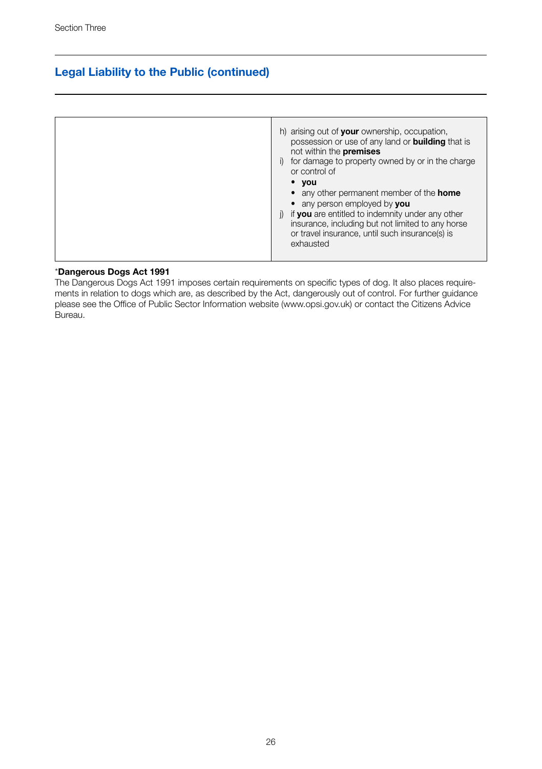## Legal Liability to the Public (continued)

| | |
|---|---|
| | h) arising out of **your** ownership, occupation, possession or use of any land or **building** that is not within the **premises**<br>i) for damage to property owned by or in the charge or control of<br>• **you**<br>• any other permanent member of the **home**<br>• any person employed by **you**<br>j) if **you** are entitled to indemnity under any other insurance, including but not limited to any horse or travel insurance, until such insurance(s) is exhausted |

*__Dangerous Dogs Act 1991__

The Dangerous Dogs Act 1991 imposes certain requirements on specific types of dog. It also places requirements in relation to dogs which are, as described by the Act, dangerously out of control. For further guidance please see the Office of Public Sector Information website (www.opsi.gov.uk) or contact the Citizens Advice Bureau.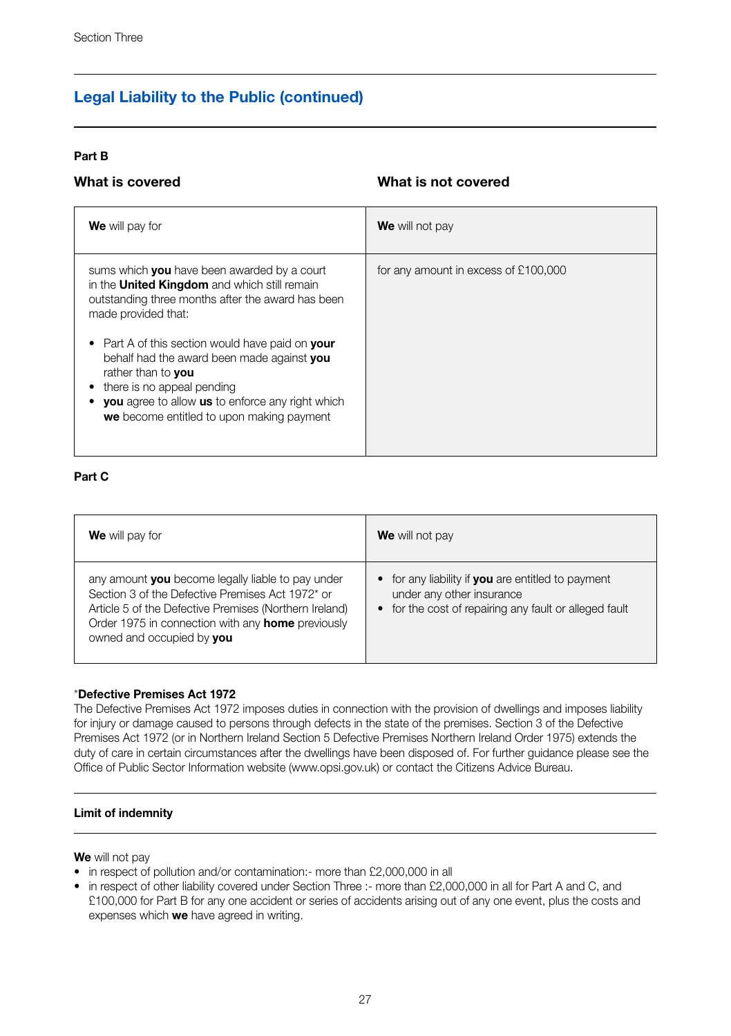## Legal Liability to the Public (continued)

**Part B**

| What is covered | What is not covered |
|---|---|
| **We** will pay for | **We** will not pay |
| sums which **you** have been awarded by a court in the **United Kingdom** and which still remain outstanding three months after the award has been made provided that:<br><br>• Part A of this section would have paid on **your** behalf had the award been made against **you** rather than to **you**<br>• there is no appeal pending<br>• **you** agree to allow **us** to enforce any right which **we** become entitled to upon making payment | for any amount in excess of £100,000 |

**Part C**

| What is covered | What is not covered |
|---|---|
| **We** will pay for | **We** will not pay |
| any amount **you** become legally liable to pay under Section 3 of the Defective Premises Act 1972* or Article 5 of the Defective Premises (Northern Ireland) Order 1975 in connection with any **home** previously owned and occupied by **you** | • for any liability if **you** are entitled to payment under any other insurance<br>• for the cost of repairing any fault or alleged fault |

***Defective Premises Act 1972**

The Defective Premises Act 1972 imposes duties in connection with the provision of dwellings and imposes liability for injury or damage caused to persons through defects in the state of the premises. Section 3 of the Defective Premises Act 1972 (or in Northern Ireland Section 5 Defective Premises Northern Ireland Order 1975) extends the duty of care in certain circumstances after the dwellings have been disposed of. For further guidance please see the Office of Public Sector Information website (www.opsi.gov.uk) or contact the Citizens Advice Bureau.

### Limit of indemnity

**We** will not pay

- in respect of pollution and/or contamination:- more than £2,000,000 in all
- in respect of other liability covered under Section Three :- more than £2,000,000 in all for Part A and C, and £100,000 for Part B for any one accident or series of accidents arising out of any one event, plus the costs and expenses which **we** have agreed in writing.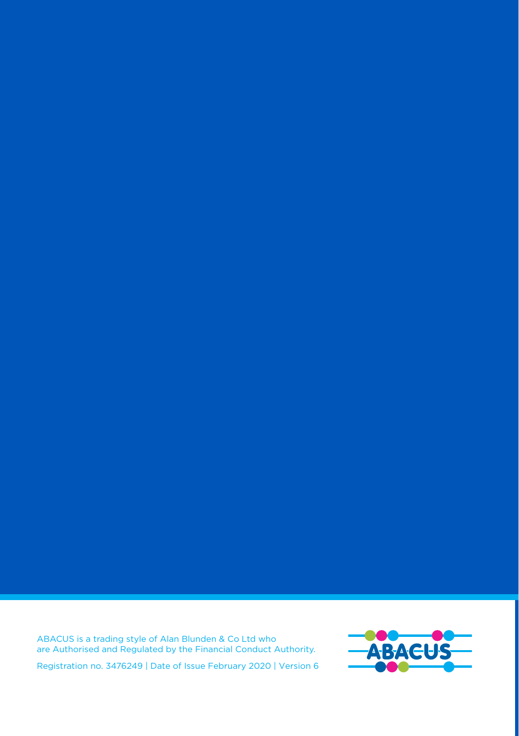ABACUS is a trading style of Alan Blunden & Co Ltd who are Authorised and Regulated by the Financial Conduct Authority.

Registration no. 3476249 | Date of Issue February 2020 | Version 6

ABACUS